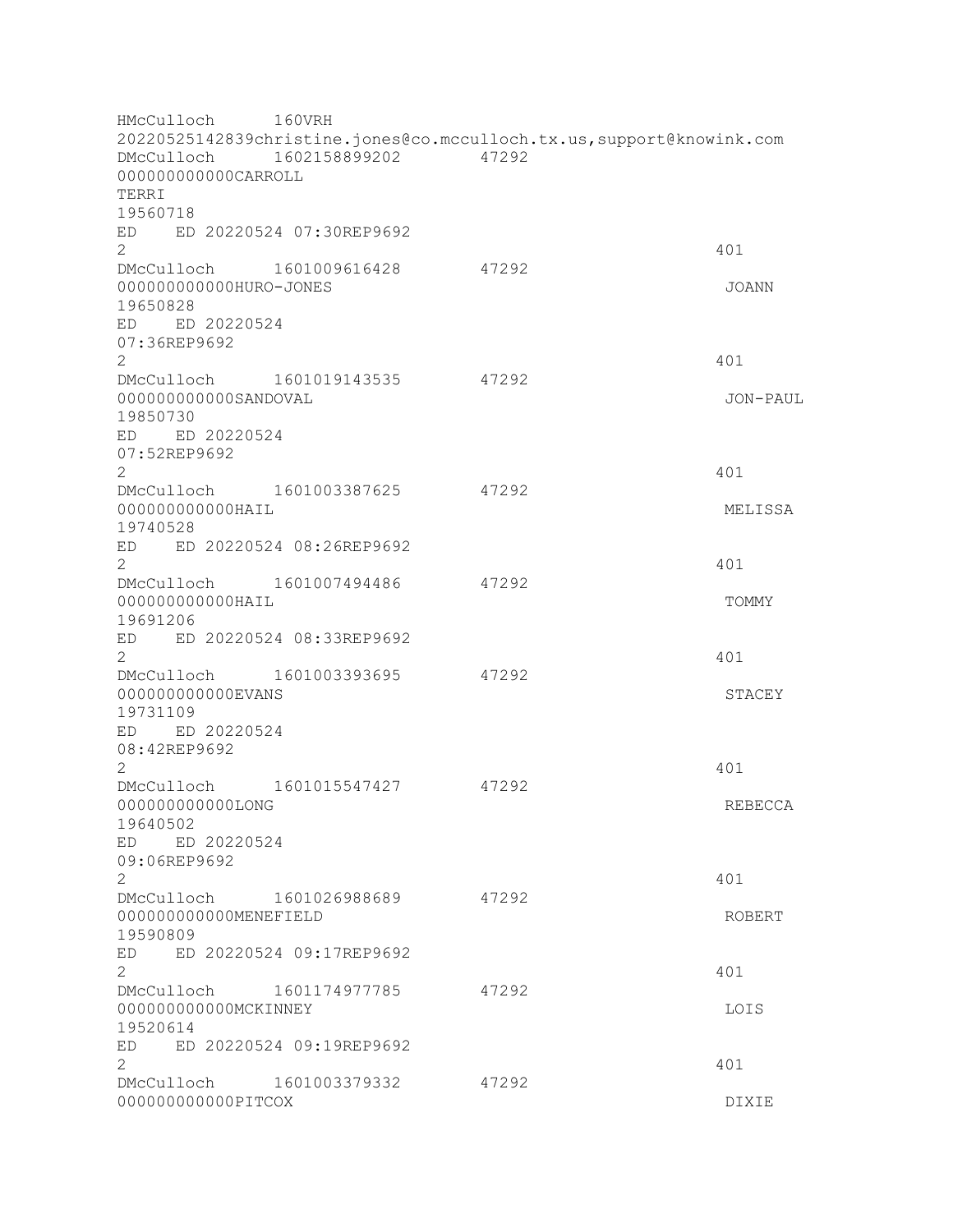```
HMcCulloch      160VRH
20220525142839christine.jones@co.mcculloch.tx.us,support@knowink.com
DMcCulloch      1602158899202       47292
000000000000CARROLL
TERRI
19560718
ED    ED 20220524 07:30REP9692
2                                                                   401
DMcCulloch      1601009616428       47292
000000000000HURO-JONES                                              JOANN
19650828
ED    ED 20220524
07:36REP9692
2                                                                   401
DMcCulloch      1601019143535       47292
000000000000SANDOVAL                                                JON-PAUL
19850730
ED    ED 20220524
07:52REP9692
2                                                                   401
DMcCulloch      1601003387625       47292
000000000000HAIL                                                    MELISSA
19740528
ED    ED 20220524 08:26REP9692
2                                                                   401
DMcCulloch      1601007494486       47292
000000000000HAIL                                                    TOMMY
19691206
ED    ED 20220524 08:33REP9692
2                                                                   401
DMcCulloch      1601003393695       47292
000000000000EVANS                                                   STACEY
19731109
ED    ED 20220524
08:42REP9692
2                                                                   401
DMcCulloch      1601015547427       47292
000000000000LONG                                                    REBECCA
19640502
ED    ED 20220524
09:06REP9692
2                                                                   401
DMcCulloch      1601026988689       47292
000000000000MENEFIELD                                               ROBERT
19590809
ED    ED 20220524 09:17REP9692
2                                                                   401
DMcCulloch      1601174977785       47292
000000000000MCKINNEY                                                LOIS
19520614
ED    ED 20220524 09:19REP9692
2                                                                   401
DMcCulloch      1601003379332       47292
000000000000PITCOX                                                  DIXIE
```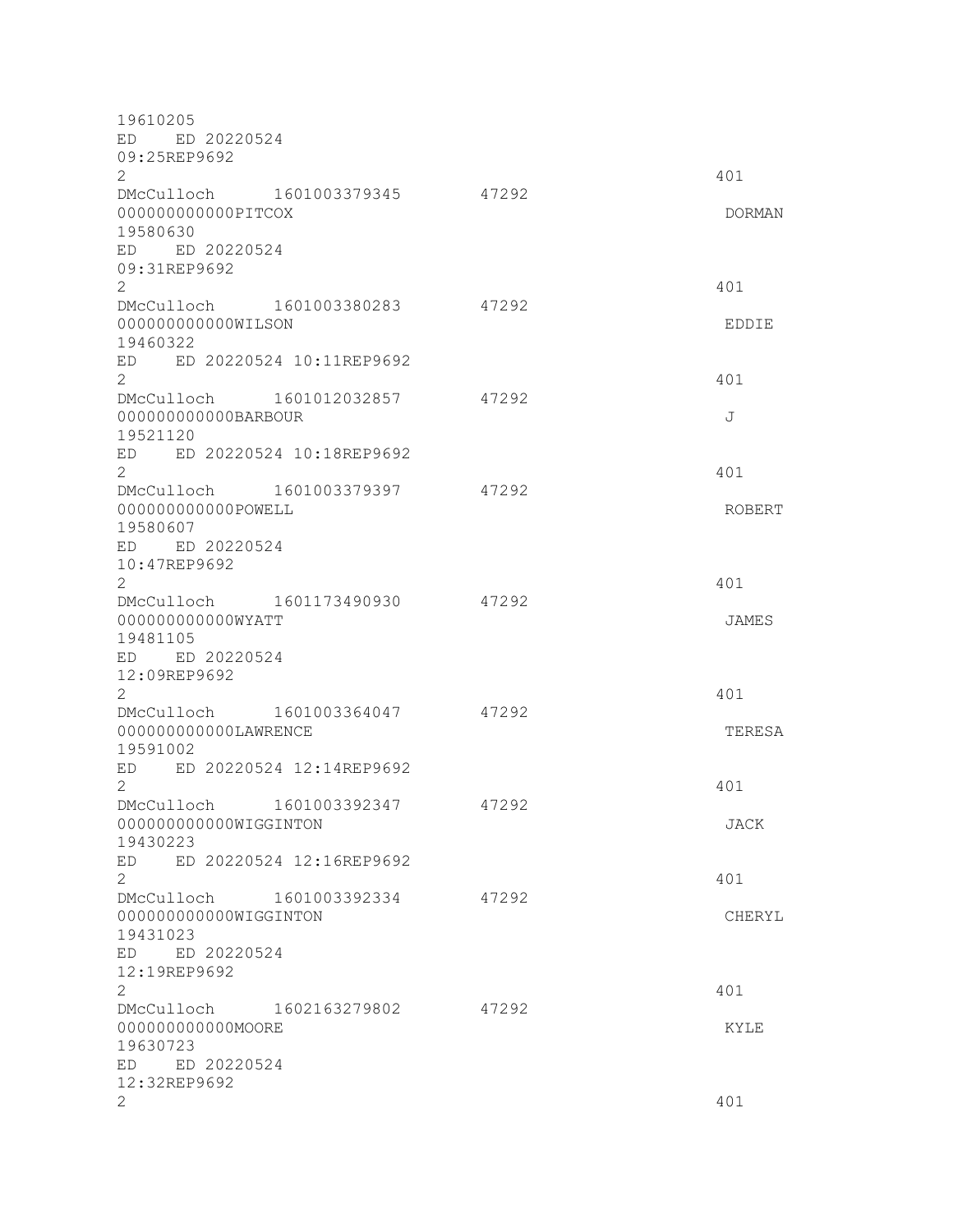```
19610205
ED    ED 20220524
09:25REP9692
2                                                               401
DMcCulloch      1601003379345       47292
000000000000PITCOX                                              DORMAN
19580630
ED    ED 20220524
09:31REP9692
2                                                               401
DMcCulloch      1601003380283       47292
000000000000WILSON                                              EDDIE
19460322
ED    ED 20220524 10:11REP9692
2                                                               401
DMcCulloch      1601012032857       47292
000000000000BARBOUR                                             J
19521120
ED    ED 20220524 10:18REP9692
2                                                               401
DMcCulloch      1601003379397       47292
000000000000POWELL                                              ROBERT
19580607
ED    ED 20220524
10:47REP9692
2                                                               401
DMcCulloch      1601173490930       47292
000000000000WYATT                                               JAMES
19481105
ED    ED 20220524
12:09REP9692
2                                                               401
DMcCulloch      1601003364047       47292
000000000000LAWRENCE                                            TERESA
19591002
ED    ED 20220524 12:14REP9692
2                                                               401
DMcCulloch      1601003392347       47292
000000000000WIGGINTON                                           JACK
19430223
ED    ED 20220524 12:16REP9692
2                                                               401
DMcCulloch      1601003392334       47292
000000000000WIGGINTON                                           CHERYL
19431023
ED    ED 20220524
12:19REP9692
2                                                               401
DMcCulloch      1602163279802       47292
000000000000MOORE                                               KYLE
19630723
ED    ED 20220524
12:32REP9692
2                                                               401
```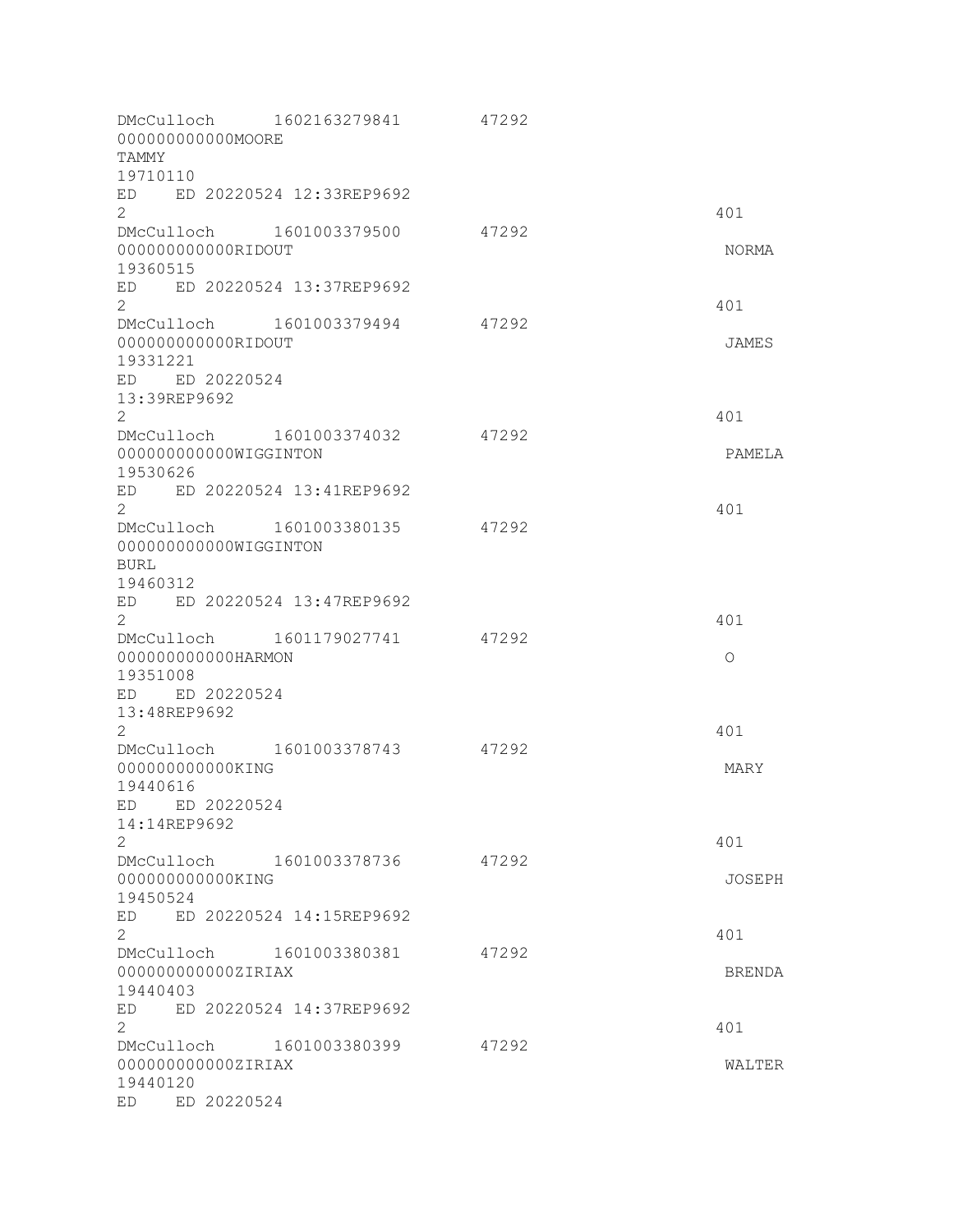```
DMcCulloch      1602163279841       47292
000000000000MOORE
TAMMY
19710110
ED    ED 20220524 12:33REP9692
2                                                          401
DMcCulloch      1601003379500       47292
000000000000RIDOUT                                          NORMA
19360515
ED    ED 20220524 13:37REP9692
2                                                          401
DMcCulloch      1601003379494       47292
000000000000RIDOUT                                          JAMES
19331221
ED    ED 20220524
13:39REP9692
2                                                          401
DMcCulloch      1601003374032       47292
000000000000WIGGINTON                                       PAMELA
19530626
ED    ED 20220524 13:41REP9692
2                                                          401
DMcCulloch      1601003380135       47292
000000000000WIGGINTON
BURL
19460312
ED    ED 20220524 13:47REP9692
2                                                          401
DMcCulloch      1601179027741       47292
000000000000HARMON                                          O
19351008
ED    ED 20220524
13:48REP9692
2                                                          401
DMcCulloch      1601003378743       47292
000000000000KING                                            MARY
19440616
ED    ED 20220524
14:14REP9692
2                                                          401
DMcCulloch      1601003378736       47292
000000000000KING                                            JOSEPH
19450524
ED    ED 20220524 14:15REP9692
2                                                          401
DMcCulloch      1601003380381       47292
000000000000ZIRIAX                                          BRENDA
19440403
ED    ED 20220524 14:37REP9692
2                                                          401
DMcCulloch      1601003380399       47292
000000000000ZIRIAX                                          WALTER
19440120
ED    ED 20220524
```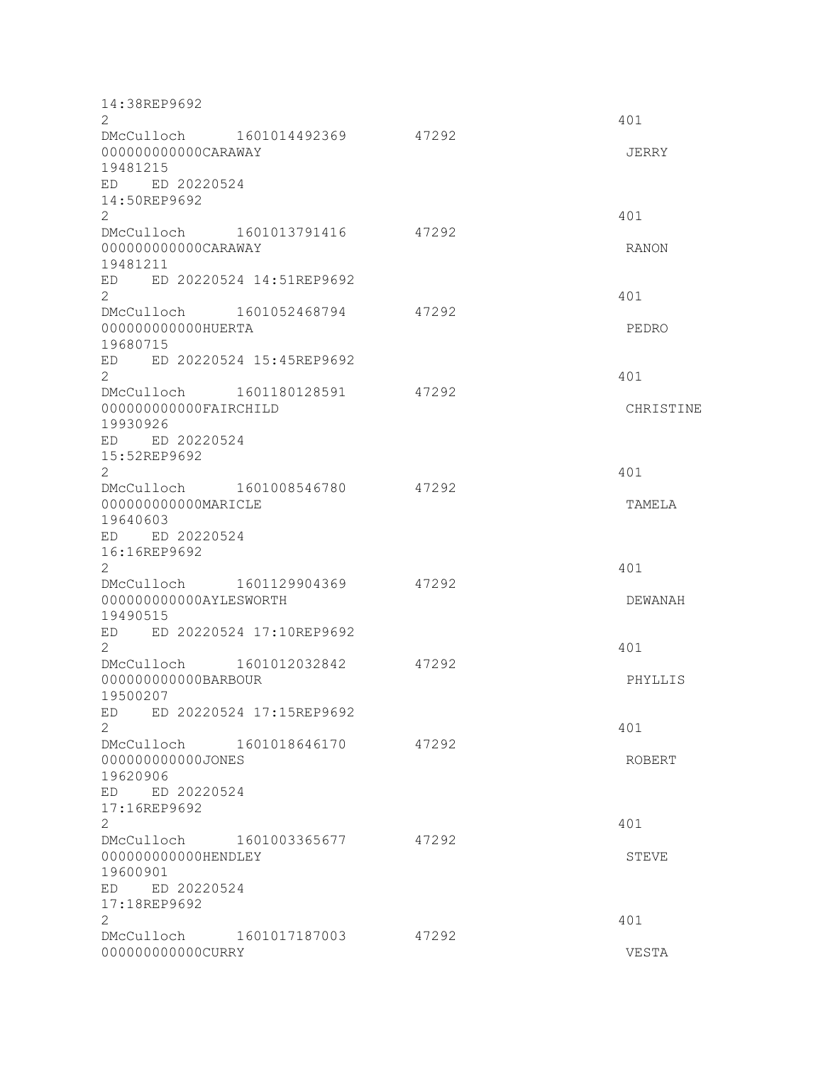```
14:38REP9692
2                                                                    401
DMcCulloch      1601014492369       47292
000000000000CARAWAY                                                  JERRY
19481215
ED    ED 20220524
14:50REP9692
2                                                                    401
DMcCulloch      1601013791416       47292
000000000000CARAWAY                                                  RANON
19481211
ED    ED 20220524 14:51REP9692
2                                                                    401
DMcCulloch      1601052468794       47292
000000000000HUERTA                                                   PEDRO
19680715
ED    ED 20220524 15:45REP9692
2                                                                    401
DMcCulloch      1601180128591       47292
000000000000FAIRCHILD                                                CHRISTINE
19930926
ED    ED 20220524
15:52REP9692
2                                                                    401
DMcCulloch      1601008546780       47292
000000000000MARICLE                                                  TAMELA
19640603
ED    ED 20220524
16:16REP9692
2                                                                    401
DMcCulloch      1601129904369       47292
000000000000AYLESWORTH                                               DEWANAH
19490515
ED    ED 20220524 17:10REP9692
2                                                                    401
DMcCulloch      1601012032842       47292
000000000000BARBOUR                                                  PHYLLIS
19500207
ED    ED 20220524 17:15REP9692
2                                                                    401
DMcCulloch      1601018646170       47292
000000000000JONES                                                    ROBERT
19620906
ED    ED 20220524
17:16REP9692
2                                                                    401
DMcCulloch      1601003365677       47292
000000000000HENDLEY                                                  STEVE
19600901
ED    ED 20220524
17:18REP9692
2                                                                    401
DMcCulloch      1601017187003       47292
000000000000CURRY                                                    VESTA
```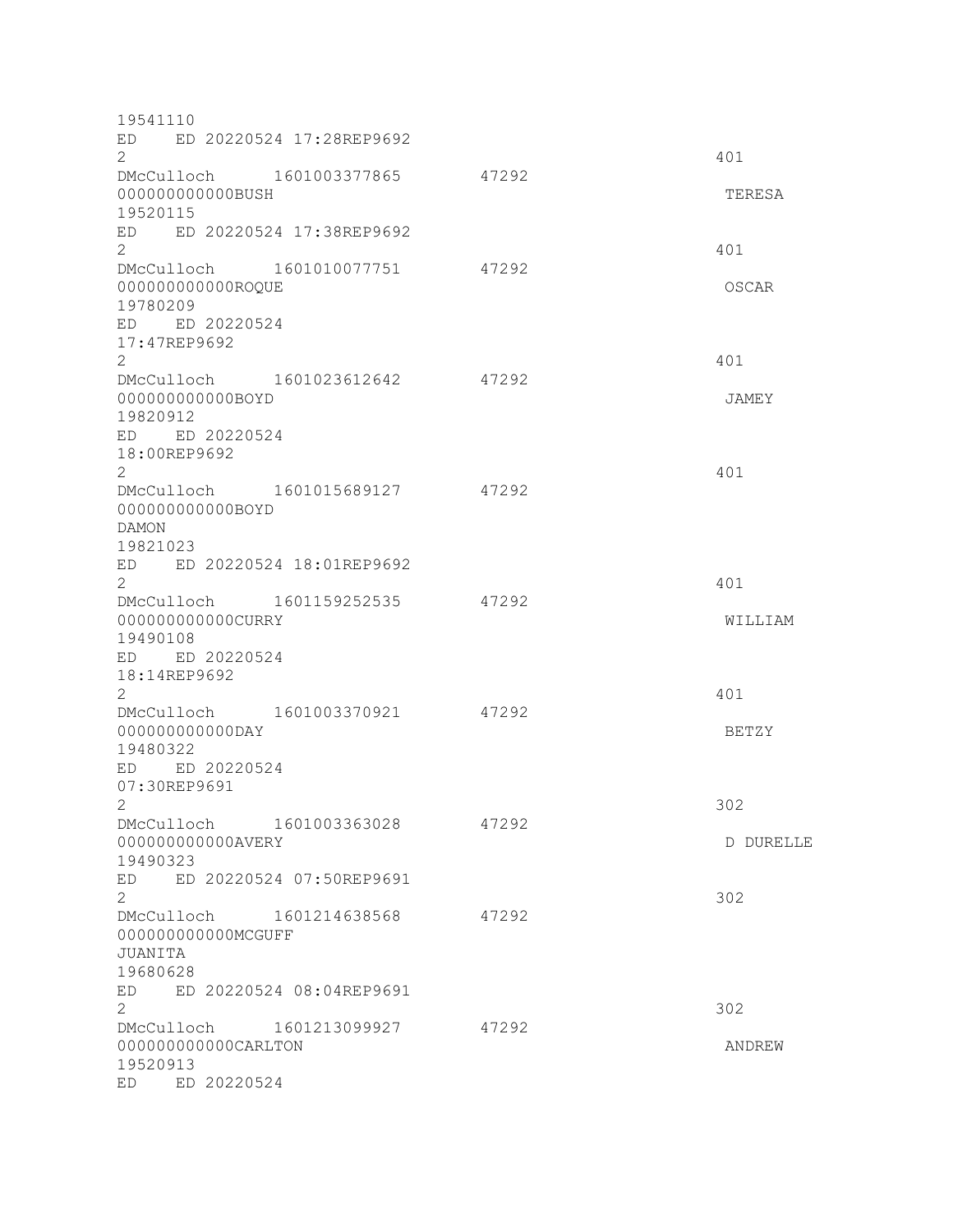```
19541110
ED    ED 20220524 17:28REP9692
2                                                                   401
DMcCulloch      1601003377865       47292
000000000000BUSH                                                     TERESA
19520115
ED    ED 20220524 17:38REP9692
2                                                                   401
DMcCulloch      1601010077751       47292
000000000000ROQUE                                                    OSCAR
19780209
ED    ED 20220524
17:47REP9692
2                                                                   401
DMcCulloch      1601023612642       47292
000000000000BOYD                                                     JAMEY
19820912
ED    ED 20220524
18:00REP9692
2                                                                   401
DMcCulloch      1601015689127       47292
000000000000BOYD
DAMON
19821023
ED    ED 20220524 18:01REP9692
2                                                                   401
DMcCulloch      1601159252535       47292
000000000000CURRY                                                    WILLIAM
19490108
ED    ED 20220524
18:14REP9692
2                                                                   401
DMcCulloch      1601003370921       47292
000000000000DAY                                                      BETZY
19480322
ED    ED 20220524
07:30REP9691
2                                                                   302
DMcCulloch      1601003363028       47292
000000000000AVERY                                                    D DURELLE
19490323
ED    ED 20220524 07:50REP9691
2                                                                   302
DMcCulloch      1601214638568       47292
000000000000MCGUFF
JUANITA
19680628
ED    ED 20220524 08:04REP9691
2                                                                   302
DMcCulloch      1601213099927       47292
000000000000CARLTON                                                  ANDREW
19520913
ED    ED 20220524
```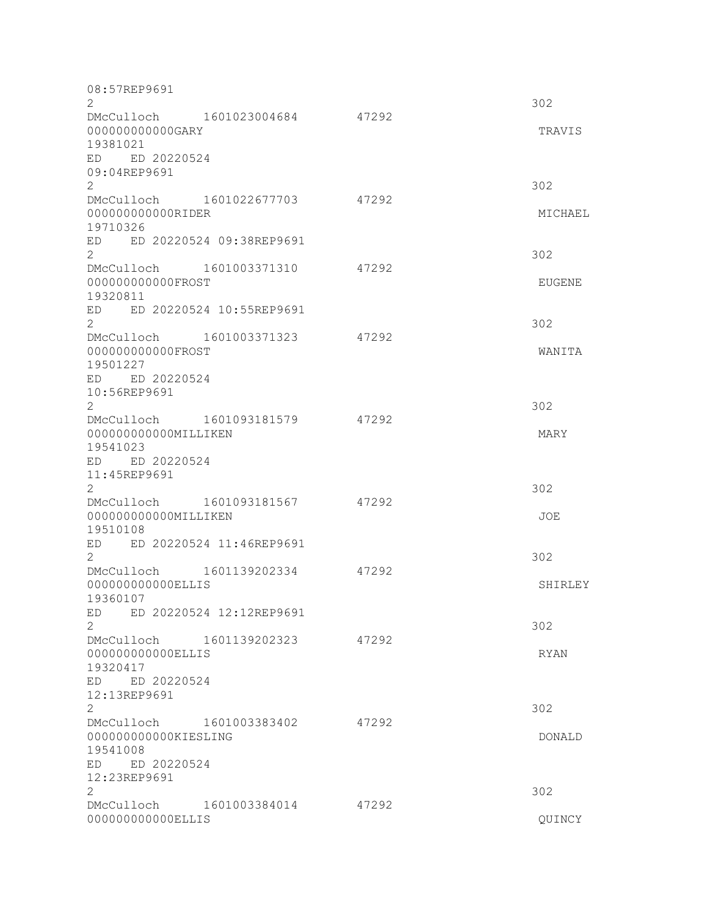```
08:57REP9691
2                                                                   302
DMcCulloch      1601023004684       47292
000000000000GARY                                                     TRAVIS
19381021
ED    ED 20220524
09:04REP9691
2                                                                   302
DMcCulloch      1601022677703       47292
000000000000RIDER                                                    MICHAEL
19710326
ED    ED 20220524 09:38REP9691
2                                                                   302
DMcCulloch      1601003371310       47292
000000000000FROST                                                    EUGENE
19320811
ED    ED 20220524 10:55REP9691
2                                                                   302
DMcCulloch      1601003371323       47292
000000000000FROST                                                    WANITA
19501227
ED    ED 20220524
10:56REP9691
2                                                                   302
DMcCulloch      1601093181579       47292
000000000000MILLIKEN                                                 MARY
19541023
ED    ED 20220524
11:45REP9691
2                                                                   302
DMcCulloch      1601093181567       47292
000000000000MILLIKEN                                                 JOE
19510108
ED    ED 20220524 11:46REP9691
2                                                                   302
DMcCulloch      1601139202334       47292
000000000000ELLIS                                                    SHIRLEY
19360107
ED    ED 20220524 12:12REP9691
2                                                                   302
DMcCulloch      1601139202323       47292
000000000000ELLIS                                                    RYAN
19320417
ED    ED 20220524
12:13REP9691
2                                                                   302
DMcCulloch      1601003383402       47292
000000000000KIESLING                                                 DONALD
19541008
ED    ED 20220524
12:23REP9691
2                                                                   302
DMcCulloch      1601003384014       47292
000000000000ELLIS                                                    QUINCY
```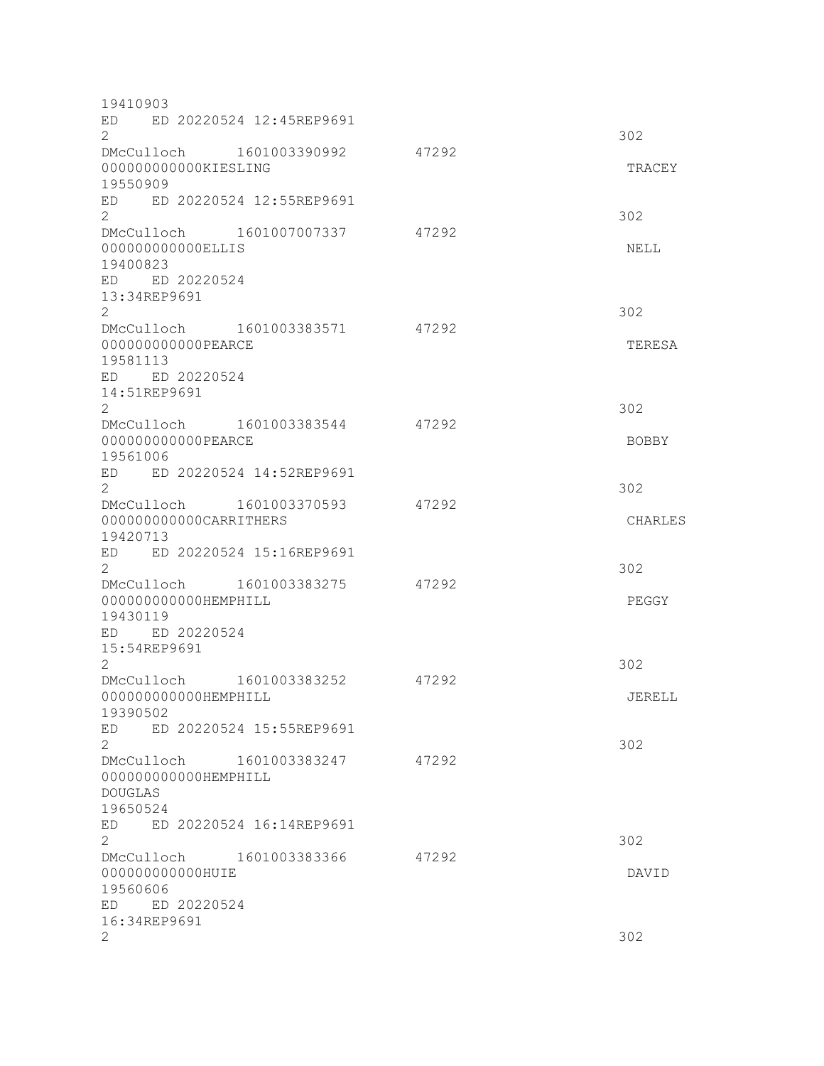```
19410903
ED    ED 20220524 12:45REP9691
2                                                                302
DMcCulloch      1601003390992       47292
000000000000KIESLING                                              TRACEY
19550909
ED    ED 20220524 12:55REP9691
2                                                                302
DMcCulloch      1601007007337       47292
000000000000ELLIS                                                 NELL
19400823
ED    ED 20220524
13:34REP9691
2                                                                302
DMcCulloch      1601003383571       47292
000000000000PEARCE                                                TERESA
19581113
ED    ED 20220524
14:51REP9691
2                                                                302
DMcCulloch      1601003383544       47292
000000000000PEARCE                                                BOBBY
19561006
ED    ED 20220524 14:52REP9691
2                                                                302
DMcCulloch      1601003370593       47292
000000000000CARRITHERS                                            CHARLES
19420713
ED    ED 20220524 15:16REP9691
2                                                                302
DMcCulloch      1601003383275       47292
000000000000HEMPHILL                                              PEGGY
19430119
ED    ED 20220524
15:54REP9691
2                                                                302
DMcCulloch      1601003383252       47292
000000000000HEMPHILL                                              JERELL
19390502
ED    ED 20220524 15:55REP9691
2                                                                302
DMcCulloch      1601003383247       47292
000000000000HEMPHILL
DOUGLAS
19650524
ED    ED 20220524 16:14REP9691
2                                                                302
DMcCulloch      1601003383366       47292
000000000000HUIE                                                  DAVID
19560606
ED    ED 20220524
16:34REP9691
2                                                                302
```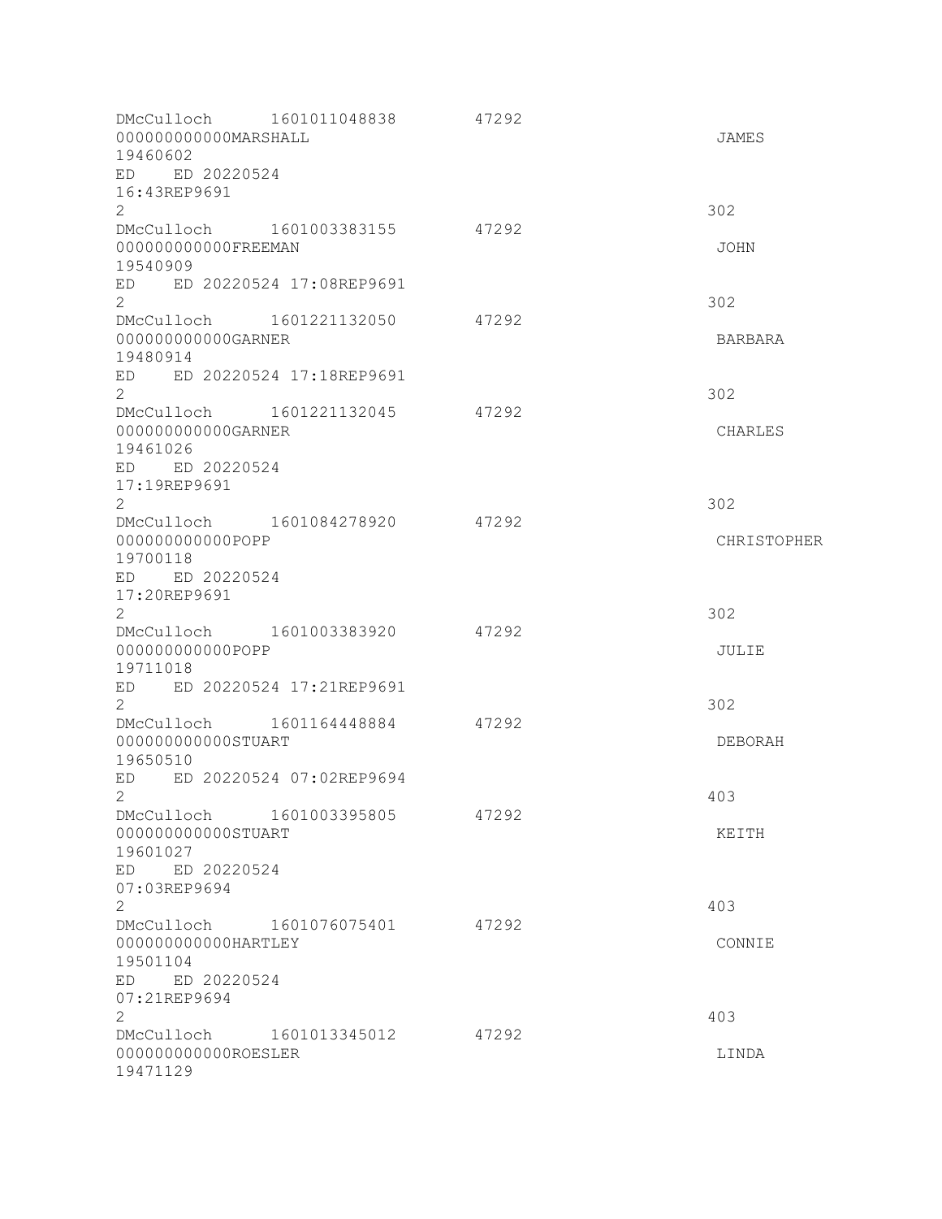```
DMcCulloch      1601011048838        47292
000000000000MARSHALL                                                        JAMES
19460602
ED    ED 20220524
16:43REP9691
2                                                                           302
DMcCulloch      1601003383155        47292
000000000000FREEMAN                                                         JOHN
19540909
ED    ED 20220524 17:08REP9691
2                                                                           302
DMcCulloch      1601221132050        47292
000000000000GARNER                                                          BARBARA
19480914
ED    ED 20220524 17:18REP9691
2                                                                           302
DMcCulloch      1601221132045        47292
000000000000GARNER                                                          CHARLES
19461026
ED    ED 20220524
17:19REP9691
2                                                                           302
DMcCulloch      1601084278920        47292
000000000000POPP                                                            CHRISTOPHER
19700118
ED    ED 20220524
17:20REP9691
2                                                                           302
DMcCulloch      1601003383920        47292
000000000000POPP                                                            JULIE
19711018
ED    ED 20220524 17:21REP9691
2                                                                           302
DMcCulloch      1601164448884        47292
000000000000STUART                                                          DEBORAH
19650510
ED    ED 20220524 07:02REP9694
2                                                                           403
DMcCulloch      1601003395805        47292
000000000000STUART                                                          KEITH
19601027
ED    ED 20220524
07:03REP9694
2                                                                           403
DMcCulloch      1601076075401        47292
000000000000HARTLEY                                                         CONNIE
19501104
ED    ED 20220524
07:21REP9694
2                                                                           403
DMcCulloch      1601013345012        47292
000000000000ROESLER                                                         LINDA
19471129
```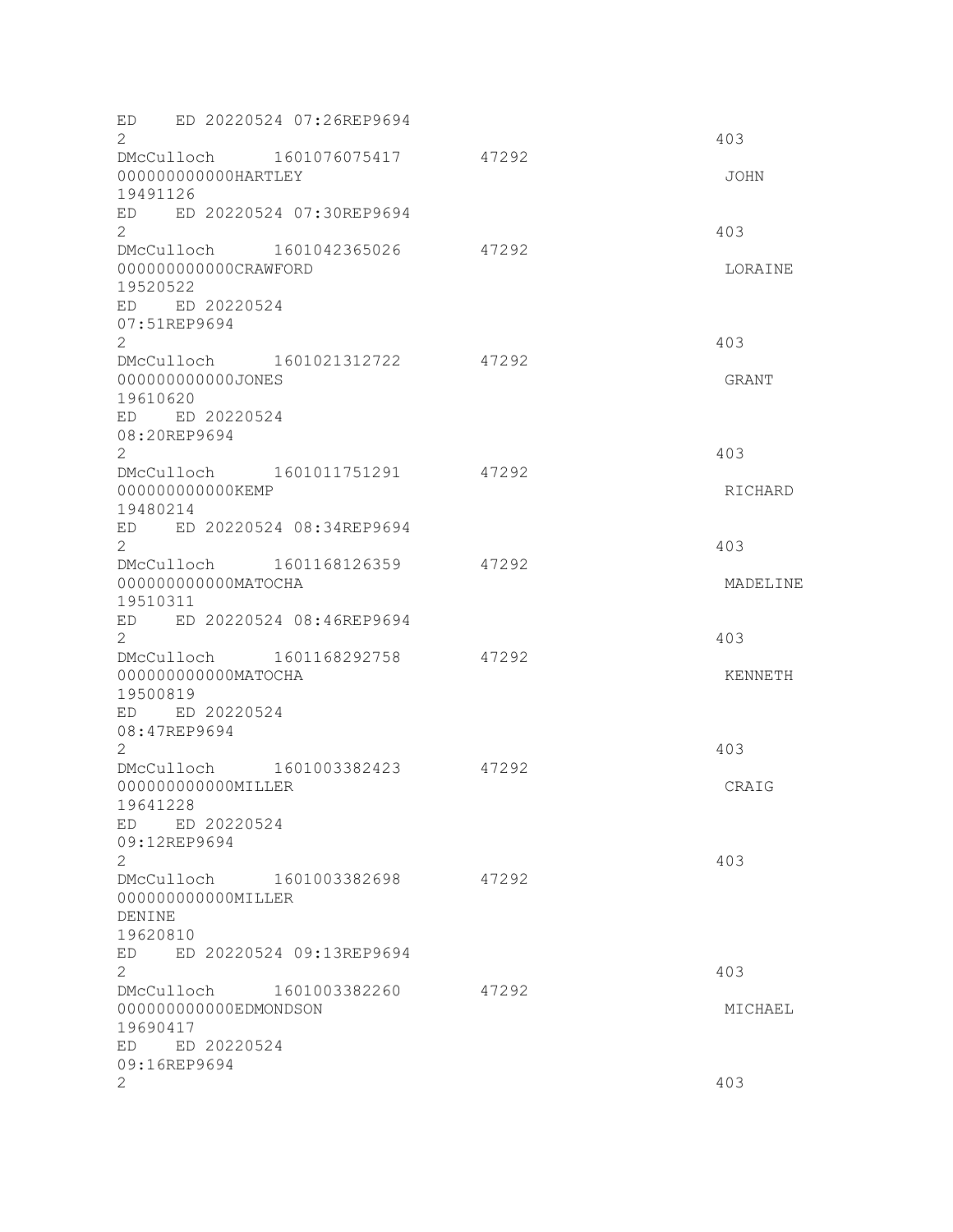```
ED    ED 20220524 07:26REP9694
2                                                                   403
DMcCulloch      1601076075417       47292
000000000000HARTLEY                                                  JOHN
19491126
ED    ED 20220524 07:30REP9694
2                                                                   403
DMcCulloch      1601042365026       47292
000000000000CRAWFORD                                                 LORAINE
19520522
ED    ED 20220524
07:51REP9694
2                                                                   403
DMcCulloch      1601021312722       47292
000000000000JONES                                                    GRANT
19610620
ED    ED 20220524
08:20REP9694
2                                                                   403
DMcCulloch      1601011751291       47292
000000000000KEMP                                                     RICHARD
19480214
ED    ED 20220524 08:34REP9694
2                                                                   403
DMcCulloch      1601168126359       47292
000000000000MATOCHA                                                  MADELINE
19510311
ED    ED 20220524 08:46REP9694
2                                                                   403
DMcCulloch      1601168292758       47292
000000000000MATOCHA                                                  KENNETH
19500819
ED    ED 20220524
08:47REP9694
2                                                                   403
DMcCulloch      1601003382423       47292
000000000000MILLER                                                   CRAIG
19641228
ED    ED 20220524
09:12REP9694
2                                                                   403
DMcCulloch      1601003382698       47292
000000000000MILLER
DENINE
19620810
ED    ED 20220524 09:13REP9694
2                                                                   403
DMcCulloch      1601003382260       47292
000000000000EDMONDSON                                                MICHAEL
19690417
ED    ED 20220524
09:16REP9694
2                                                                   403
```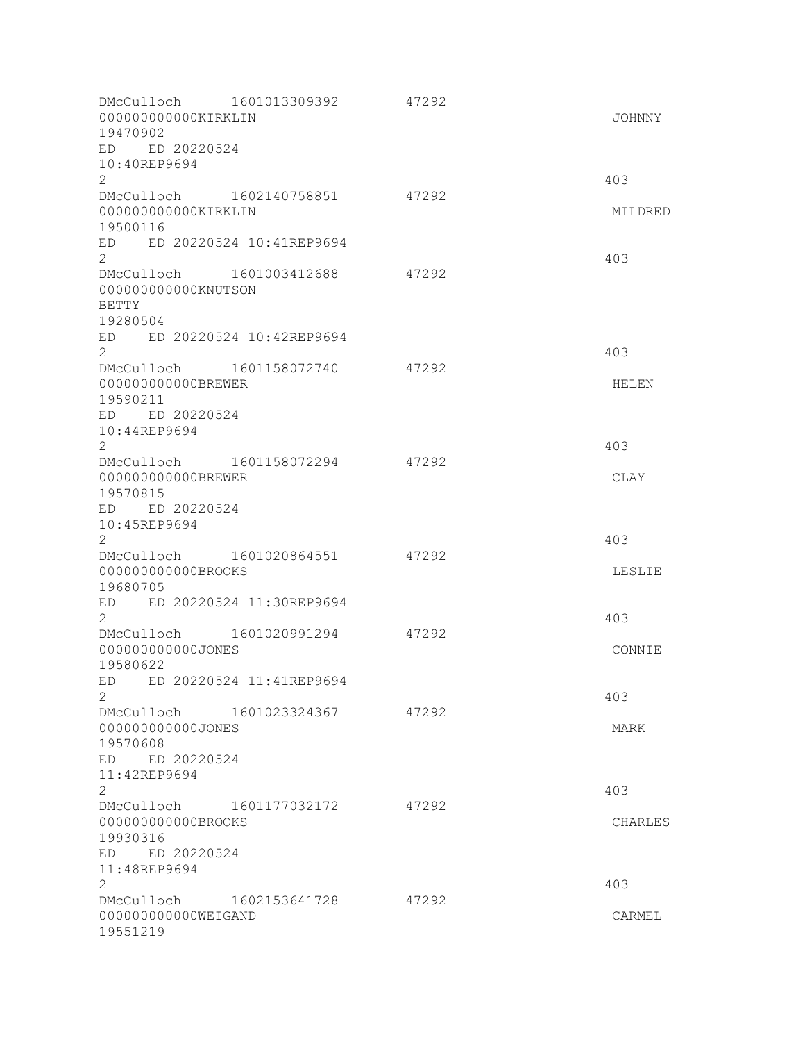```
DMcCulloch      1601013309392       47292
000000000000KIRKLIN                                                 JOHNNY
19470902
ED    ED 20220524
10:40REP9694
2                                                                   403
DMcCulloch      1602140758851       47292
000000000000KIRKLIN                                                 MILDRED
19500116
ED    ED 20220524 10:41REP9694
2                                                                   403
DMcCulloch      1601003412688       47292
000000000000KNUTSON
BETTY
19280504
ED    ED 20220524 10:42REP9694
2                                                                   403
DMcCulloch      1601158072740       47292
000000000000BREWER                                                  HELEN
19590211
ED    ED 20220524
10:44REP9694
2                                                                   403
DMcCulloch      1601158072294       47292
000000000000BREWER                                                  CLAY
19570815
ED    ED 20220524
10:45REP9694
2                                                                   403
DMcCulloch      1601020864551       47292
000000000000BROOKS                                                  LESLIE
19680705
ED    ED 20220524 11:30REP9694
2                                                                   403
DMcCulloch      1601020991294       47292
000000000000JONES                                                   CONNIE
19580622
ED    ED 20220524 11:41REP9694
2                                                                   403
DMcCulloch      1601023324367       47292
000000000000JONES                                                   MARK
19570608
ED    ED 20220524
11:42REP9694
2                                                                   403
DMcCulloch      1601177032172       47292
000000000000BROOKS                                                  CHARLES
19930316
ED    ED 20220524
11:48REP9694
2                                                                   403
DMcCulloch      1602153641728       47292
000000000000WEIGAND                                                 CARMEL
19551219
```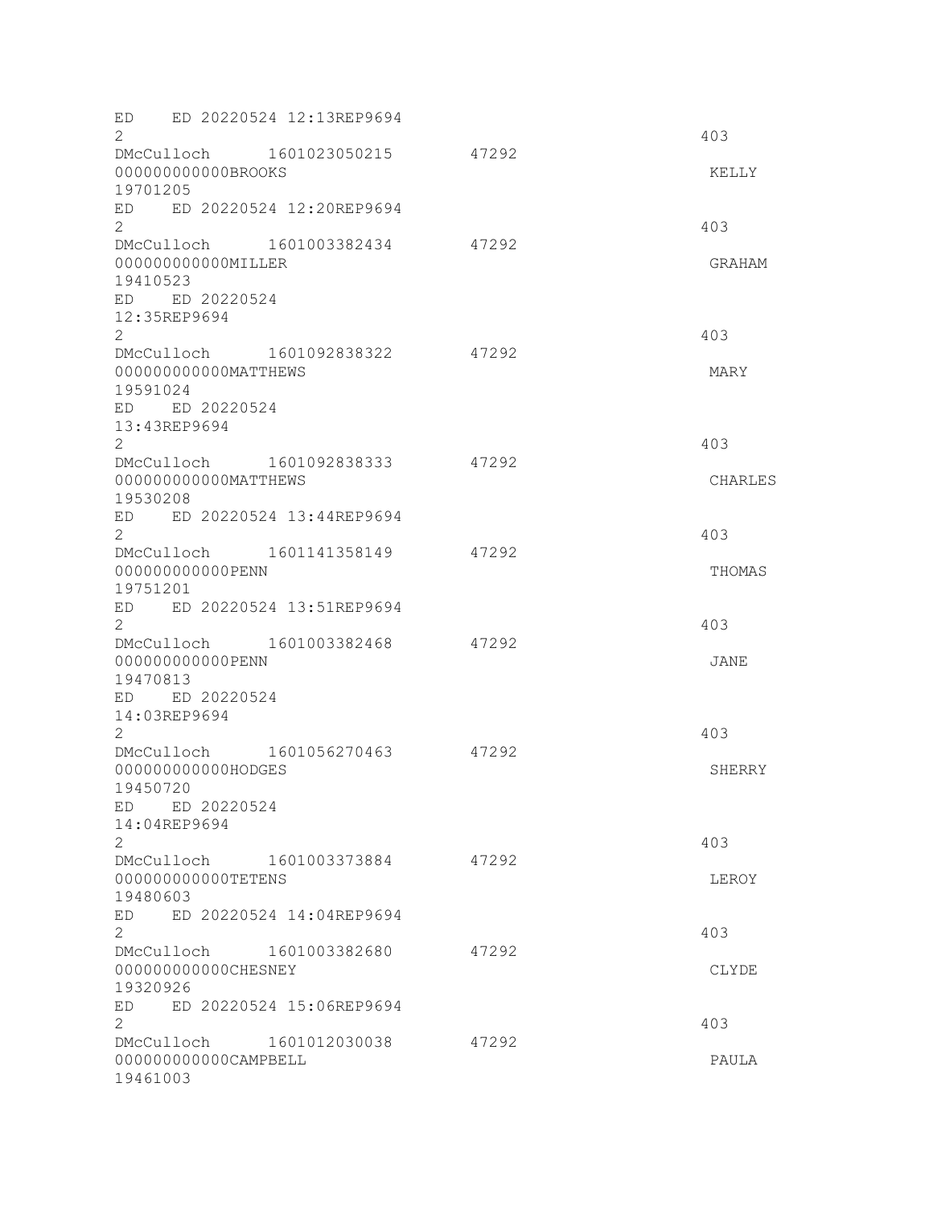```
ED    ED 20220524 12:13REP9694
2                                                              403
DMcCulloch      1601023050215      47292
000000000000BROOKS                                             KELLY
19701205
ED    ED 20220524 12:20REP9694
2                                                              403
DMcCulloch      1601003382434      47292
000000000000MILLER                                             GRAHAM
19410523
ED    ED 20220524
12:35REP9694
2                                                              403
DMcCulloch      1601092838322      47292
000000000000MATTHEWS                                           MARY
19591024
ED    ED 20220524
13:43REP9694
2                                                              403
DMcCulloch      1601092838333      47292
000000000000MATTHEWS                                           CHARLES
19530208
ED    ED 20220524 13:44REP9694
2                                                              403
DMcCulloch      1601141358149      47292
000000000000PENN                                               THOMAS
19751201
ED    ED 20220524 13:51REP9694
2                                                              403
DMcCulloch      1601003382468      47292
000000000000PENN                                               JANE
19470813
ED    ED 20220524
14:03REP9694
2                                                              403
DMcCulloch      1601056270463      47292
000000000000HODGES                                             SHERRY
19450720
ED    ED 20220524
14:04REP9694
2                                                              403
DMcCulloch      1601003373884      47292
000000000000TETENS                                             LEROY
19480603
ED    ED 20220524 14:04REP9694
2                                                              403
DMcCulloch      1601003382680      47292
000000000000CHESNEY                                            CLYDE
19320926
ED    ED 20220524 15:06REP9694
2                                                              403
DMcCulloch      1601012030038      47292
000000000000CAMPBELL                                           PAULA
19461003
```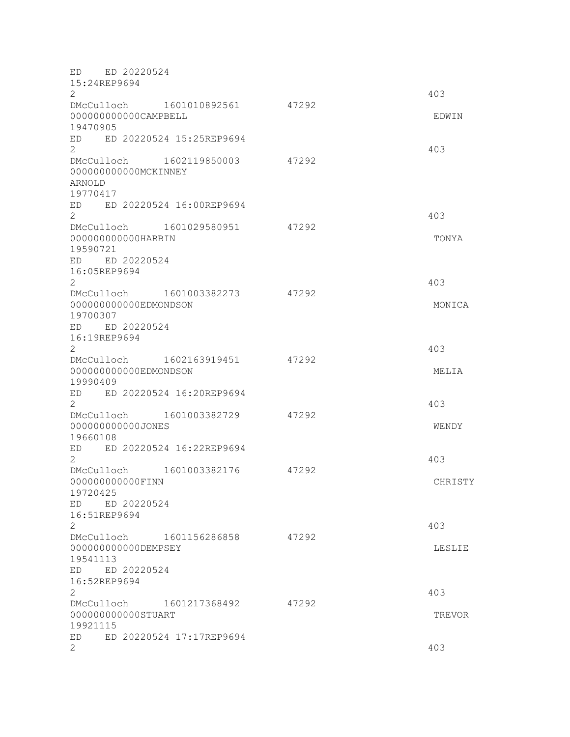```
ED    ED 20220524
15:24REP9694
2                                                                  403
DMcCulloch      1601010892561       47292
000000000000CAMPBELL                                               EDWIN
19470905
ED    ED 20220524 15:25REP9694
2                                                                  403
DMcCulloch      1602119850003       47292
000000000000MCKINNEY
ARNOLD
19770417
ED    ED 20220524 16:00REP9694
2                                                                  403
DMcCulloch      1601029580951       47292
000000000000HARBIN                                                 TONYA
19590721
ED    ED 20220524
16:05REP9694
2                                                                  403
DMcCulloch      1601003382273       47292
000000000000EDMONDSON                                              MONICA
19700307
ED    ED 20220524
16:19REP9694
2                                                                  403
DMcCulloch      1602163919451       47292
000000000000EDMONDSON                                              MELIA
19990409
ED    ED 20220524 16:20REP9694
2                                                                  403
DMcCulloch      1601003382729       47292
000000000000JONES                                                  WENDY
19660108
ED    ED 20220524 16:22REP9694
2                                                                  403
DMcCulloch      1601003382176       47292
000000000000FINN                                                   CHRISTY
19720425
ED    ED 20220524
16:51REP9694
2                                                                  403
DMcCulloch      1601156286858       47292
000000000000DEMPSEY                                                LESLIE
19541113
ED    ED 20220524
16:52REP9694
2                                                                  403
DMcCulloch      1601217368492       47292
000000000000STUART                                                 TREVOR
19921115
ED    ED 20220524 17:17REP9694
2                                                                  403
```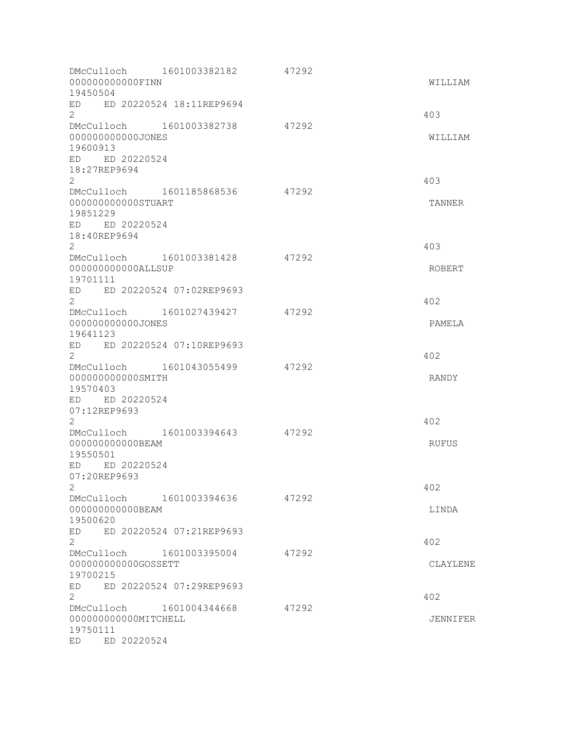```
DMcCulloch      1601003382182       47292
000000000000FINN                                                WILLIAM
19450504
ED    ED 20220524 18:11REP9694
2                                                               403
DMcCulloch      1601003382738       47292
000000000000JONES                                               WILLIAM
19600913
ED    ED 20220524
18:27REP9694
2                                                               403
DMcCulloch      1601185868536       47292
000000000000STUART                                              TANNER
19851229
ED    ED 20220524
18:40REP9694
2                                                               403
DMcCulloch      1601003381428       47292
000000000000ALLSUP                                              ROBERT
19701111
ED    ED 20220524 07:02REP9693
2                                                               402
DMcCulloch      1601027439427       47292
000000000000JONES                                               PAMELA
19641123
ED    ED 20220524 07:10REP9693
2                                                               402
DMcCulloch      1601043055499       47292
000000000000SMITH                                               RANDY
19570403
ED    ED 20220524
07:12REP9693
2                                                               402
DMcCulloch      1601003394643       47292
000000000000BEAM                                                RUFUS
19550501
ED    ED 20220524
07:20REP9693
2                                                               402
DMcCulloch      1601003394636       47292
000000000000BEAM                                                LINDA
19500620
ED    ED 20220524 07:21REP9693
2                                                               402
DMcCulloch      1601003395004       47292
000000000000GOSSETT                                             CLAYLENE
19700215
ED    ED 20220524 07:29REP9693
2                                                               402
DMcCulloch      1601004344668       47292
000000000000MITCHELL                                            JENNIFER
19750111
ED    ED 20220524
```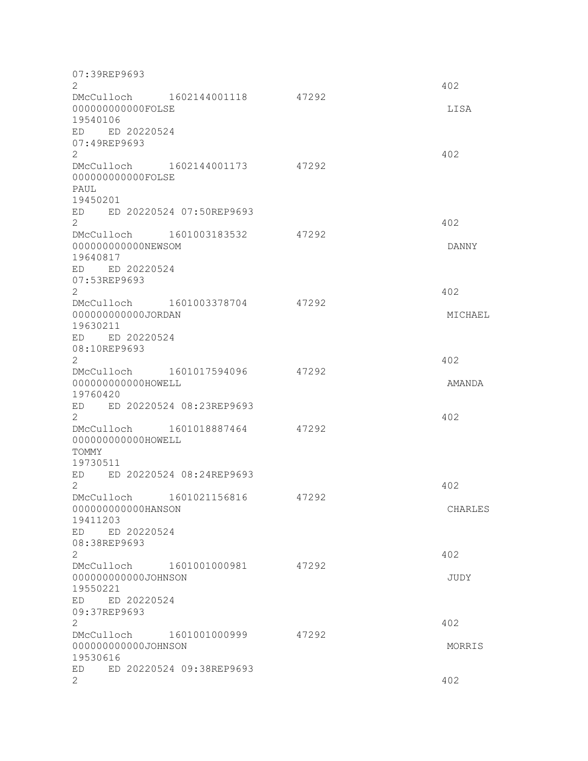```
07:39REP9693
2                                                                    402
DMcCulloch      1602144001118        47292
000000000000FOLSE                                                    LISA
19540106
ED    ED 20220524
07:49REP9693
2                                                                    402
DMcCulloch      1602144001173        47292
000000000000FOLSE
PAUL
19450201
ED    ED 20220524 07:50REP9693
2                                                                    402
DMcCulloch      1601003183532        47292
000000000000NEWSOM                                                   DANNY
19640817
ED    ED 20220524
07:53REP9693
2                                                                    402
DMcCulloch      1601003378704        47292
000000000000JORDAN                                                   MICHAEL
19630211
ED    ED 20220524
08:10REP9693
2                                                                    402
DMcCulloch      1601017594096        47292
000000000000HOWELL                                                   AMANDA
19760420
ED    ED 20220524 08:23REP9693
2                                                                    402
DMcCulloch      1601018887464        47292
000000000000HOWELL
TOMMY
19730511
ED    ED 20220524 08:24REP9693
2                                                                    402
DMcCulloch      1601021156816        47292
000000000000HANSON                                                   CHARLES
19411203
ED    ED 20220524
08:38REP9693
2                                                                    402
DMcCulloch      1601001000981        47292
000000000000JOHNSON                                                  JUDY
19550221
ED    ED 20220524
09:37REP9693
2                                                                    402
DMcCulloch      1601001000999        47292
000000000000JOHNSON                                                  MORRIS
19530616
ED    ED 20220524 09:38REP9693
2                                                                    402
```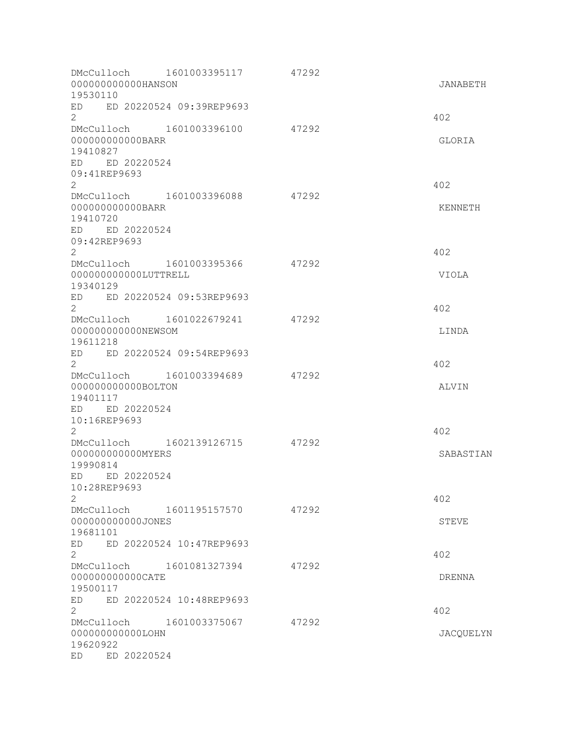```
DMcCulloch      1601003395117       47292
000000000000HANSON                                                  JANABETH
19530110
ED    ED 20220524 09:39REP9693
2                                                                   402
DMcCulloch      1601003396100       47292
000000000000BARR                                                    GLORIA
19410827
ED    ED 20220524
09:41REP9693
2                                                                   402
DMcCulloch      1601003396088       47292
000000000000BARR                                                    KENNETH
19410720
ED    ED 20220524
09:42REP9693
2                                                                   402
DMcCulloch      1601003395366       47292
000000000000LUTTRELL                                                VIOLA
19340129
ED    ED 20220524 09:53REP9693
2                                                                   402
DMcCulloch      1601022679241       47292
000000000000NEWSOM                                                  LINDA
19611218
ED    ED 20220524 09:54REP9693
2                                                                   402
DMcCulloch      1601003394689       47292
000000000000BOLTON                                                  ALVIN
19401117
ED    ED 20220524
10:16REP9693
2                                                                   402
DMcCulloch      1602139126715       47292
000000000000MYERS                                                   SABASTIAN
19990814
ED    ED 20220524
10:28REP9693
2                                                                   402
DMcCulloch      1601195157570       47292
000000000000JONES                                                   STEVE
19681101
ED    ED 20220524 10:47REP9693
2                                                                   402
DMcCulloch      1601081327394       47292
000000000000CATE                                                    DRENNA
19500117
ED    ED 20220524 10:48REP9693
2                                                                   402
DMcCulloch      1601003375067       47292
000000000000LOHN                                                    JACQUELYN
19620922
ED    ED 20220524
```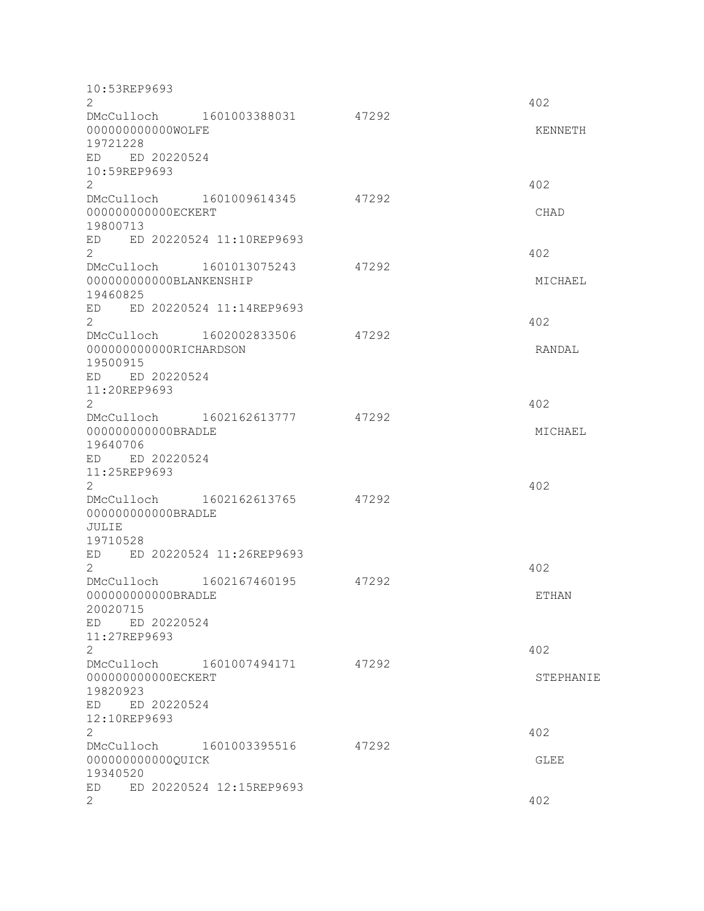```
10:53REP9693
2                                                                    402
DMcCulloch      1601003388031       47292
000000000000WOLFE                                                    KENNETH
19721228
ED    ED 20220524
10:59REP9693
2                                                                    402
DMcCulloch      1601009614345       47292
000000000000ECKERT                                                   CHAD
19800713
ED    ED 20220524 11:10REP9693
2                                                                    402
DMcCulloch      1601013075243       47292
000000000000BLANKENSHIP                                              MICHAEL
19460825
ED    ED 20220524 11:14REP9693
2                                                                    402
DMcCulloch      1602002833506       47292
000000000000RICHARDSON                                               RANDAL
19500915
ED    ED 20220524
11:20REP9693
2                                                                    402
DMcCulloch      1602162613777       47292
000000000000BRADLE                                                   MICHAEL
19640706
ED    ED 20220524
11:25REP9693
2                                                                    402
DMcCulloch      1602162613765       47292
000000000000BRADLE
JULIE
19710528
ED    ED 20220524 11:26REP9693
2                                                                    402
DMcCulloch      1602167460195       47292
000000000000BRADLE                                                   ETHAN
20020715
ED    ED 20220524
11:27REP9693
2                                                                    402
DMcCulloch      1601007494171       47292
000000000000ECKERT                                                   STEPHANIE
19820923
ED    ED 20220524
12:10REP9693
2                                                                    402
DMcCulloch      1601003395516       47292
000000000000QUICK                                                    GLEE
19340520
ED    ED 20220524 12:15REP9693
2                                                                    402
```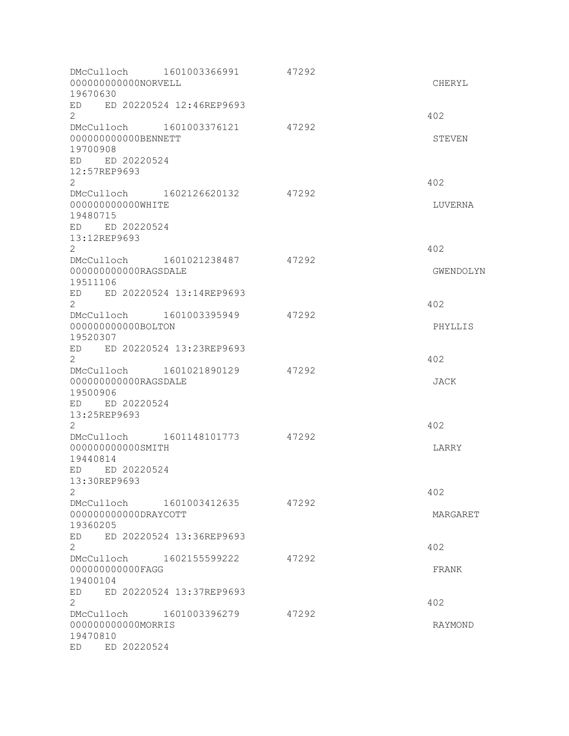```
DMcCulloch      1601003366991        47292
000000000000NORVELL                                                    CHERYL
19670630
ED    ED 20220524 12:46REP9693
2                                                                      402
DMcCulloch      1601003376121        47292
000000000000BENNETT                                                    STEVEN
19700908
ED    ED 20220524
12:57REP9693
2                                                                      402
DMcCulloch      1602126620132        47292
000000000000WHITE                                                      LUVERNA
19480715
ED    ED 20220524
13:12REP9693
2                                                                      402
DMcCulloch      1601021238487        47292
000000000000RAGSDALE                                                   GWENDOLYN
19511106
ED    ED 20220524 13:14REP9693
2                                                                      402
DMcCulloch      1601003395949        47292
000000000000BOLTON                                                     PHYLLIS
19520307
ED    ED 20220524 13:23REP9693
2                                                                      402
DMcCulloch      1601021890129        47292
000000000000RAGSDALE                                                   JACK
19500906
ED    ED 20220524
13:25REP9693
2                                                                      402
DMcCulloch      1601148101773        47292
000000000000SMITH                                                      LARRY
19440814
ED    ED 20220524
13:30REP9693
2                                                                      402
DMcCulloch      1601003412635        47292
000000000000DRAYCOTT                                                   MARGARET
19360205
ED    ED 20220524 13:36REP9693
2                                                                      402
DMcCulloch      1602155599222        47292
000000000000FAGG                                                       FRANK
19400104
ED    ED 20220524 13:37REP9693
2                                                                      402
DMcCulloch      1601003396279        47292
000000000000MORRIS                                                     RAYMOND
19470810
ED    ED 20220524
```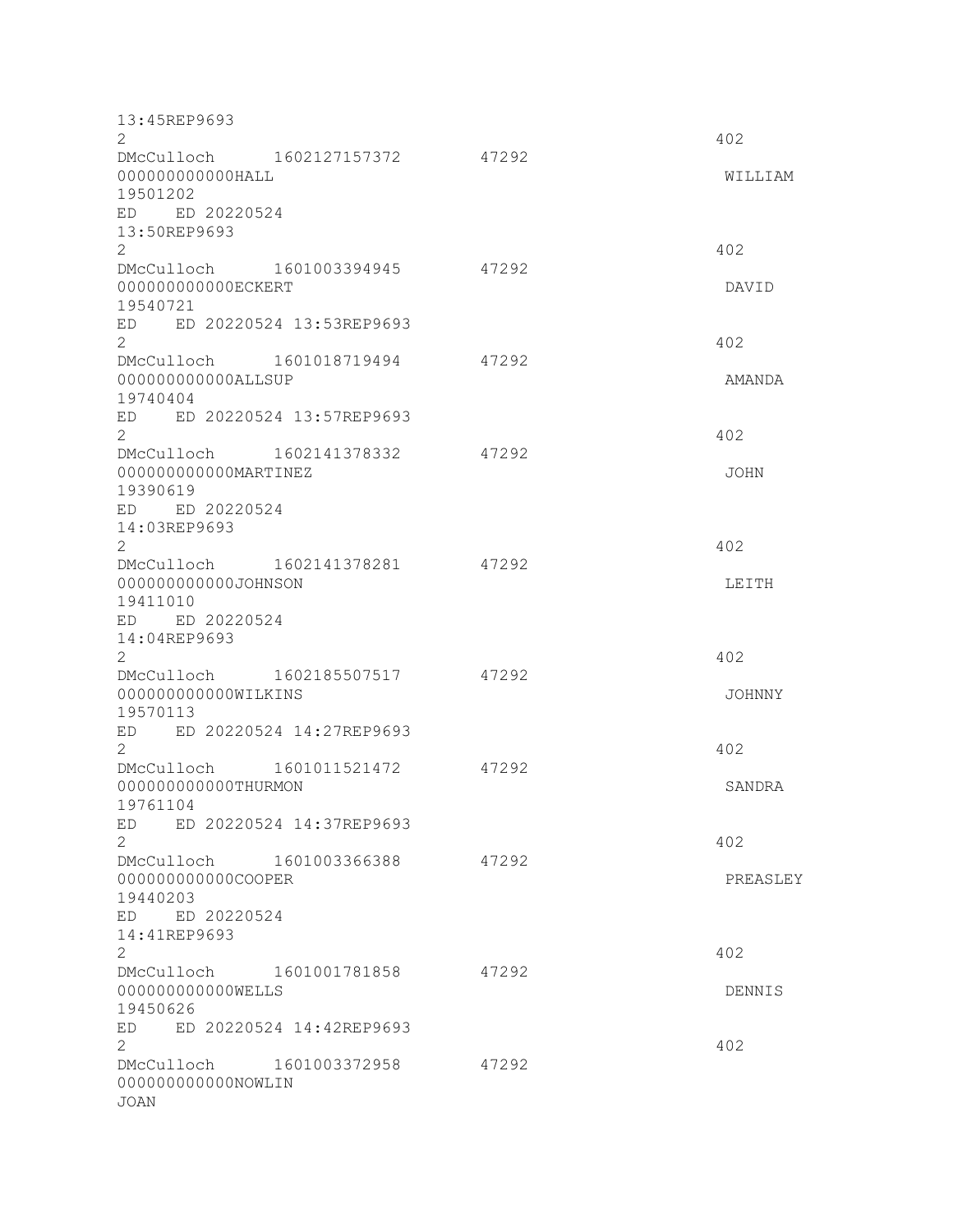```
13:45REP9693
2                                                                402
DMcCulloch      1602127157372        47292
000000000000HALL                                                  WILLIAM
19501202
ED    ED 20220524
13:50REP9693
2                                                                402
DMcCulloch      1601003394945        47292
000000000000ECKERT                                                DAVID
19540721
ED    ED 20220524 13:53REP9693
2                                                                402
DMcCulloch      1601018719494        47292
000000000000ALLSUP                                                AMANDA
19740404
ED    ED 20220524 13:57REP9693
2                                                                402
DMcCulloch      1602141378332        47292
000000000000MARTINEZ                                              JOHN
19390619
ED    ED 20220524
14:03REP9693
2                                                                402
DMcCulloch      1602141378281        47292
000000000000JOHNSON                                               LEITH
19411010
ED    ED 20220524
14:04REP9693
2                                                                402
DMcCulloch      1602185507517        47292
000000000000WILKINS                                               JOHNNY
19570113
ED    ED 20220524 14:27REP9693
2                                                                402
DMcCulloch      1601011521472        47292
000000000000THURMON                                               SANDRA
19761104
ED    ED 20220524 14:37REP9693
2                                                                402
DMcCulloch      1601003366388        47292
000000000000COOPER                                                PREASLEY
19440203
ED    ED 20220524
14:41REP9693
2                                                                402
DMcCulloch      1601001781858        47292
000000000000WELLS                                                 DENNIS
19450626
ED    ED 20220524 14:42REP9693
2                                                                402
DMcCulloch      1601003372958        47292
000000000000NOWLIN
JOAN
```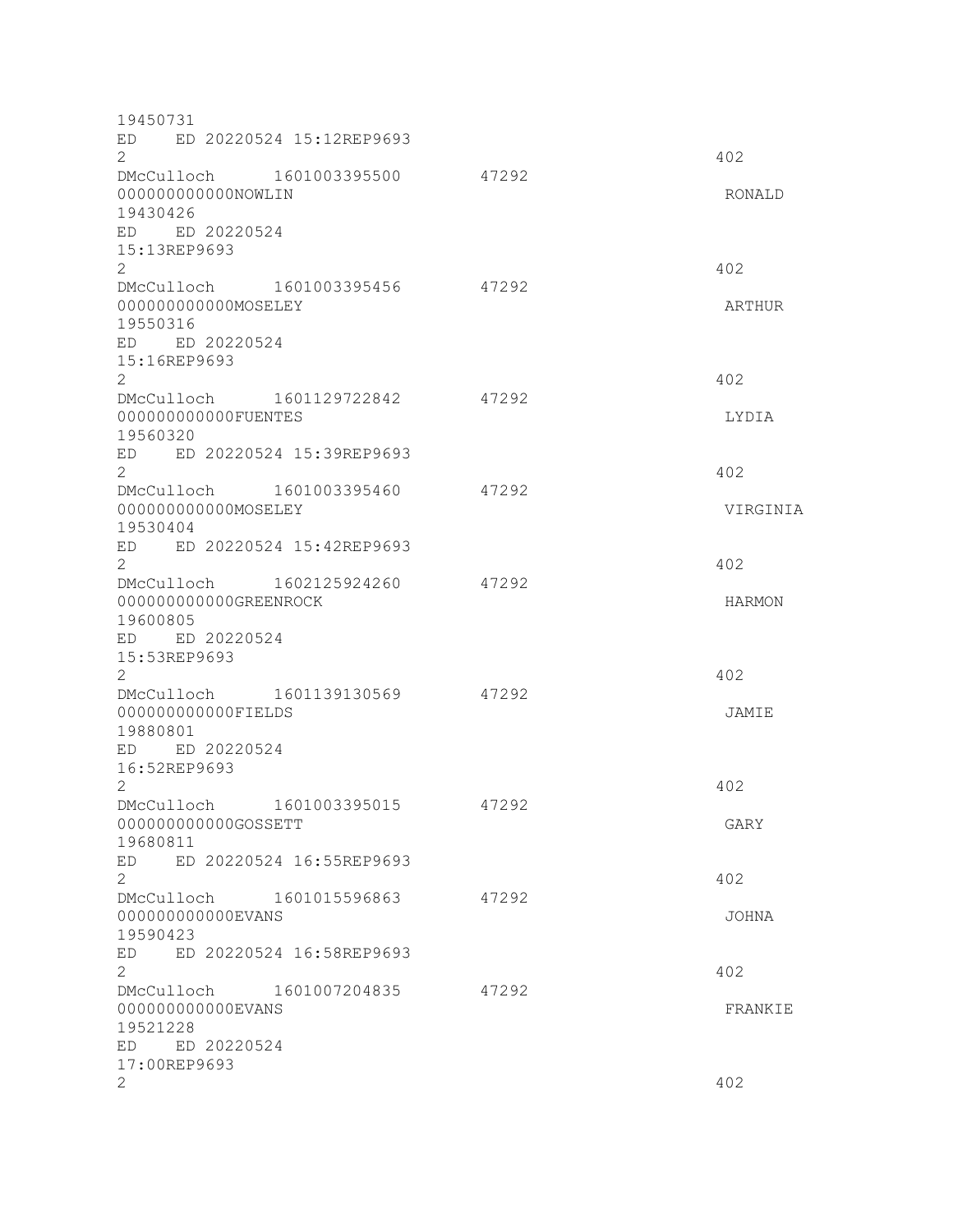```
19450731
ED    ED 20220524 15:12REP9693
2                                                                  402
DMcCulloch      1601003395500       47292
000000000000NOWLIN                                                 RONALD
19430426
ED    ED 20220524
15:13REP9693
2                                                                  402
DMcCulloch      1601003395456       47292
000000000000MOSELEY                                                ARTHUR
19550316
ED    ED 20220524
15:16REP9693
2                                                                  402
DMcCulloch      1601129722842       47292
000000000000FUENTES                                                LYDIA
19560320
ED    ED 20220524 15:39REP9693
2                                                                  402
DMcCulloch      1601003395460       47292
000000000000MOSELEY                                                VIRGINIA
19530404
ED    ED 20220524 15:42REP9693
2                                                                  402
DMcCulloch      1602125924260       47292
000000000000GREENROCK                                              HARMON
19600805
ED    ED 20220524
15:53REP9693
2                                                                  402
DMcCulloch      1601139130569       47292
000000000000FIELDS                                                 JAMIE
19880801
ED    ED 20220524
16:52REP9693
2                                                                  402
DMcCulloch      1601003395015       47292
000000000000GOSSETT                                                GARY
19680811
ED    ED 20220524 16:55REP9693
2                                                                  402
DMcCulloch      1601015596863       47292
000000000000EVANS                                                  JOHNA
19590423
ED    ED 20220524 16:58REP9693
2                                                                  402
DMcCulloch      1601007204835       47292
000000000000EVANS                                                  FRANKIE
19521228
ED    ED 20220524
17:00REP9693
2                                                                  402
```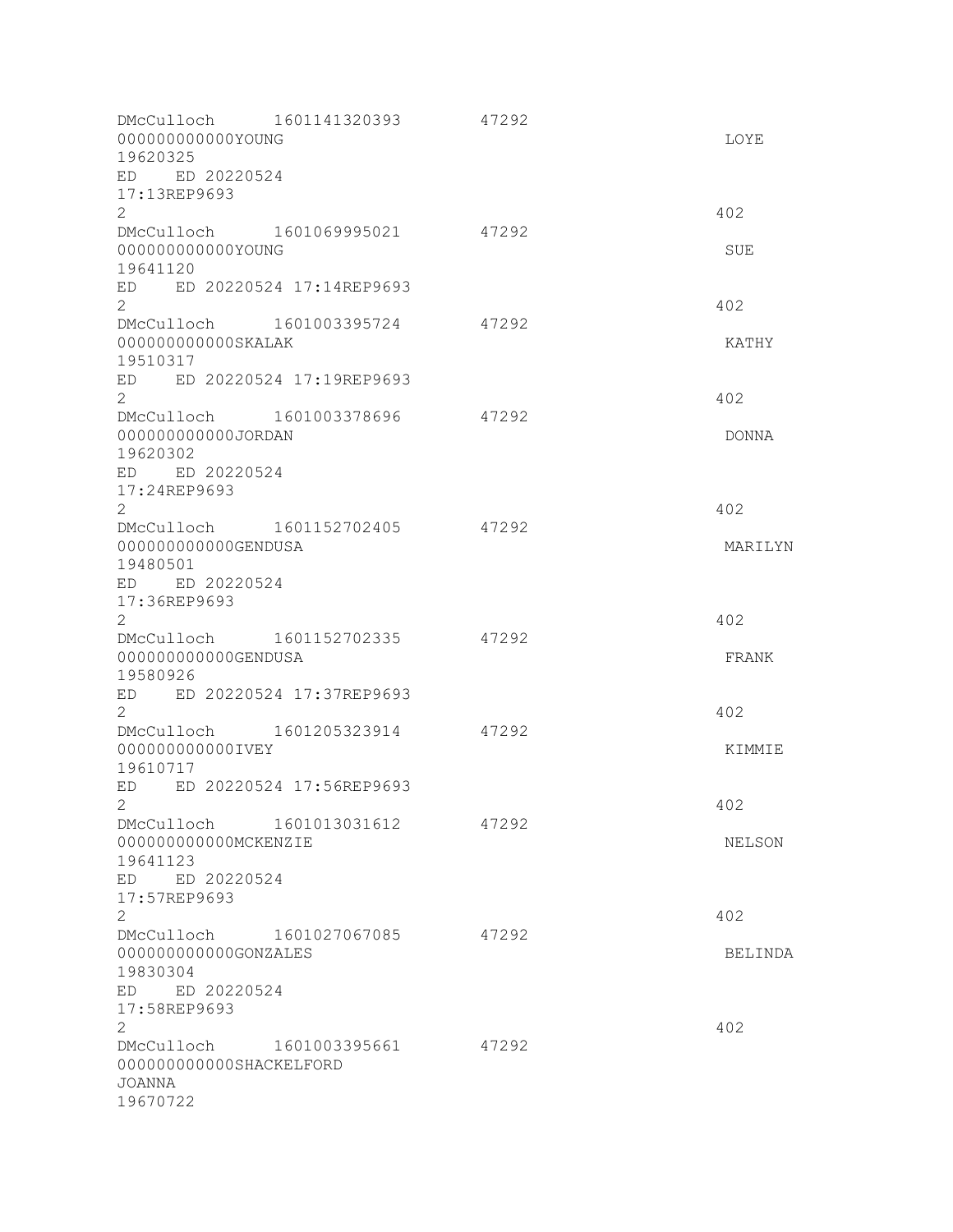```
DMcCulloch      1601141320393       47292
000000000000YOUNG                                                          LOYE
19620325
ED    ED 20220524
17:13REP9693
2                                                                          402
DMcCulloch      1601069995021       47292
000000000000YOUNG                                                          SUE
19641120
ED    ED 20220524 17:14REP9693
2                                                                          402
DMcCulloch      1601003395724       47292
000000000000SKALAK                                                         KATHY
19510317
ED    ED 20220524 17:19REP9693
2                                                                          402
DMcCulloch      1601003378696       47292
000000000000JORDAN                                                         DONNA
19620302
ED    ED 20220524
17:24REP9693
2                                                                          402
DMcCulloch      1601152702405       47292
000000000000GENDUSA                                                        MARILYN
19480501
ED    ED 20220524
17:36REP9693
2                                                                          402
DMcCulloch      1601152702335       47292
000000000000GENDUSA                                                        FRANK
19580926
ED    ED 20220524 17:37REP9693
2                                                                          402
DMcCulloch      1601205323914       47292
000000000000IVEY                                                           KIMMIE
19610717
ED    ED 20220524 17:56REP9693
2                                                                          402
DMcCulloch      1601013031612       47292
000000000000MCKENZIE                                                       NELSON
19641123
ED    ED 20220524
17:57REP9693
2                                                                          402
DMcCulloch      1601027067085       47292
000000000000GONZALES                                                       BELINDA
19830304
ED    ED 20220524
17:58REP9693
2                                                                          402
DMcCulloch      1601003395661       47292
000000000000SHACKELFORD
JOANNA
19670722
```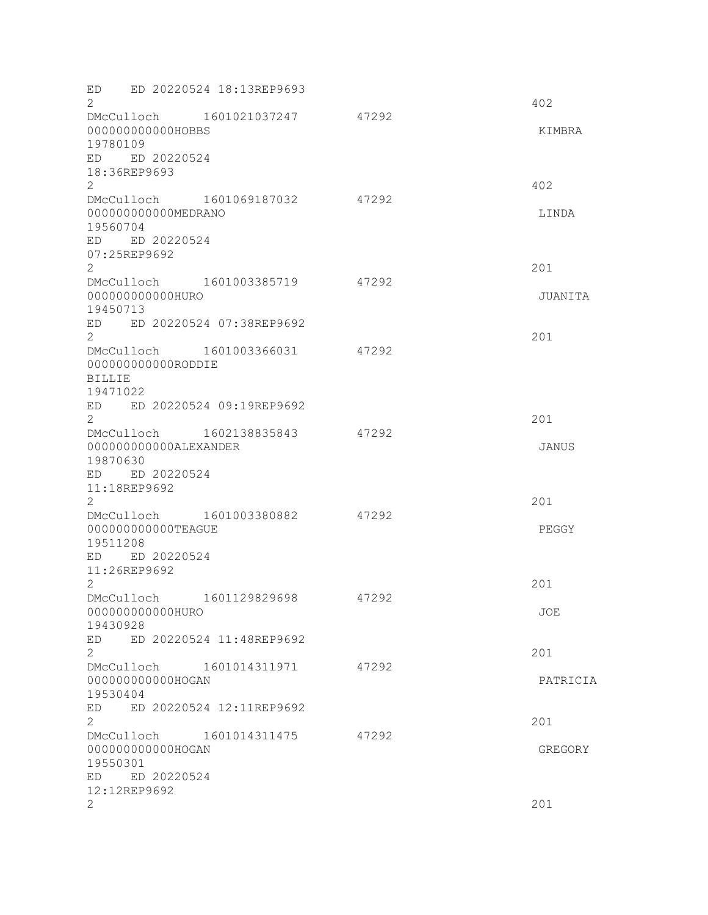ED ED 20220524 18:13REP9693
2 402
DMcCulloch 1601021037247 47292
000000000000HOBBS KIMBRA
19780109
ED ED 20220524
18:36REP9693
2 402
DMcCulloch 1601069187032 47292
000000000000MEDRANO LINDA
19560704
ED ED 20220524
07:25REP9692
2 201
DMcCulloch 1601003385719 47292
000000000000HURO JUANITA
19450713
ED ED 20220524 07:38REP9692
2 201
DMcCulloch 1601003366031 47292
000000000000RODDIE
BILLIE
19471022
ED ED 20220524 09:19REP9692
2 201
DMcCulloch 1602138835843 47292
000000000000ALEXANDER JANUS
19870630
ED ED 20220524
11:18REP9692
2 201
DMcCulloch 1601003380882 47292
000000000000TEAGUE PEGGY
19511208
ED ED 20220524
11:26REP9692
2 201
DMcCulloch 1601129829698 47292
000000000000HURO JOE
19430928
ED ED 20220524 11:48REP9692
2 201
DMcCulloch 1601014311971 47292
000000000000HOGAN PATRICIA
19530404
ED ED 20220524 12:11REP9692
2 201
DMcCulloch 1601014311475 47292
000000000000HOGAN GREGORY
19550301
ED ED 20220524
12:12REP9692
2 201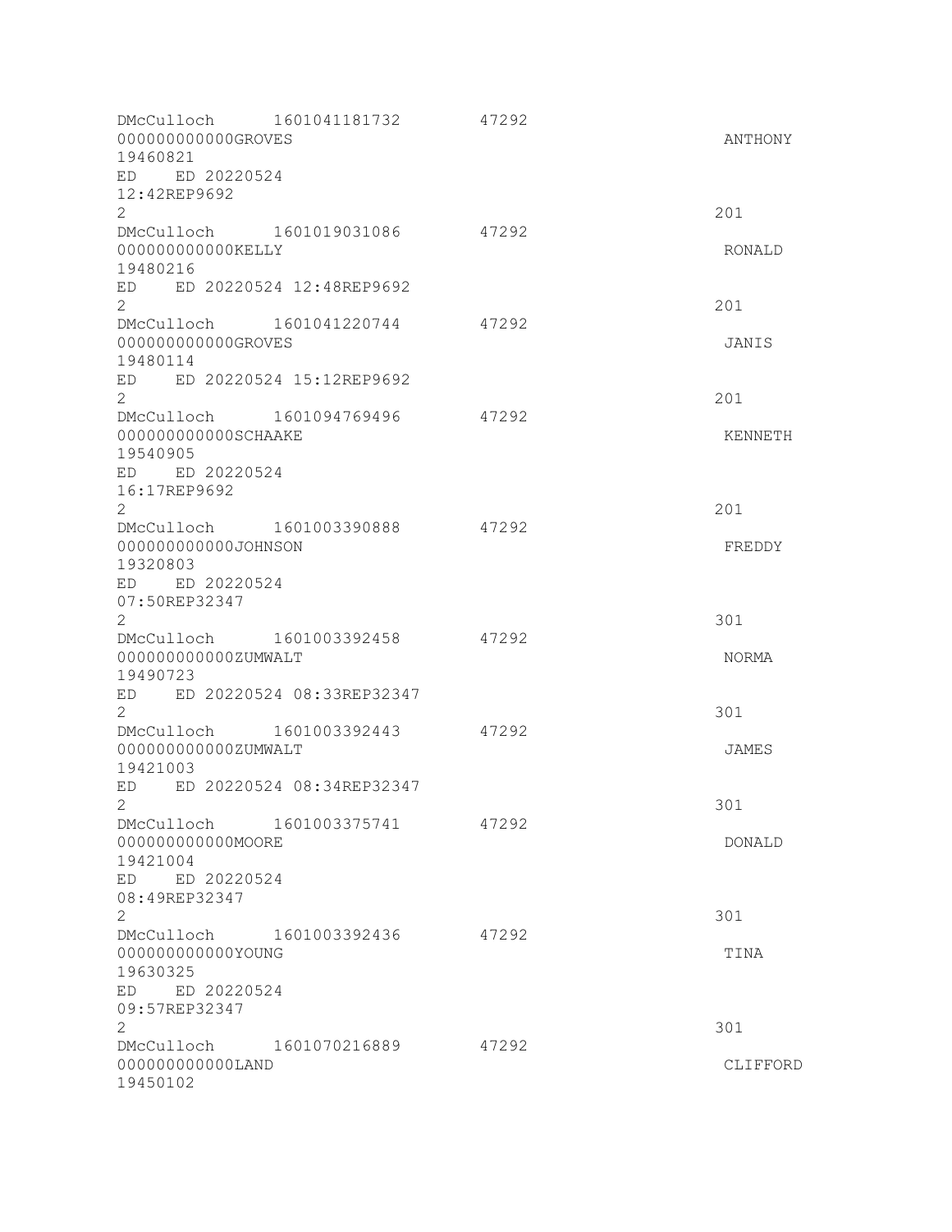```
DMcCulloch      1601041181732       47292
000000000000GROVES                                                    ANTHONY
19460821
ED    ED 20220524
12:42REP9692
2                                                                     201
DMcCulloch      1601019031086       47292
000000000000KELLY                                                     RONALD
19480216
ED    ED 20220524 12:48REP9692
2                                                                     201
DMcCulloch      1601041220744       47292
000000000000GROVES                                                    JANIS
19480114
ED    ED 20220524 15:12REP9692
2                                                                     201
DMcCulloch      1601094769496       47292
000000000000SCHAAKE                                                   KENNETH
19540905
ED    ED 20220524
16:17REP9692
2                                                                     201
DMcCulloch      1601003390888       47292
000000000000JOHNSON                                                   FREDDY
19320803
ED    ED 20220524
07:50REP32347
2                                                                     301
DMcCulloch      1601003392458       47292
000000000000ZUMWALT                                                   NORMA
19490723
ED    ED 20220524 08:33REP32347
2                                                                     301
DMcCulloch      1601003392443       47292
000000000000ZUMWALT                                                   JAMES
19421003
ED    ED 20220524 08:34REP32347
2                                                                     301
DMcCulloch      1601003375741       47292
000000000000MOORE                                                     DONALD
19421004
ED    ED 20220524
08:49REP32347
2                                                                     301
DMcCulloch      1601003392436       47292
000000000000YOUNG                                                     TINA
19630325
ED    ED 20220524
09:57REP32347
2                                                                     301
DMcCulloch      1601070216889       47292
000000000000LAND                                                      CLIFFORD
19450102
```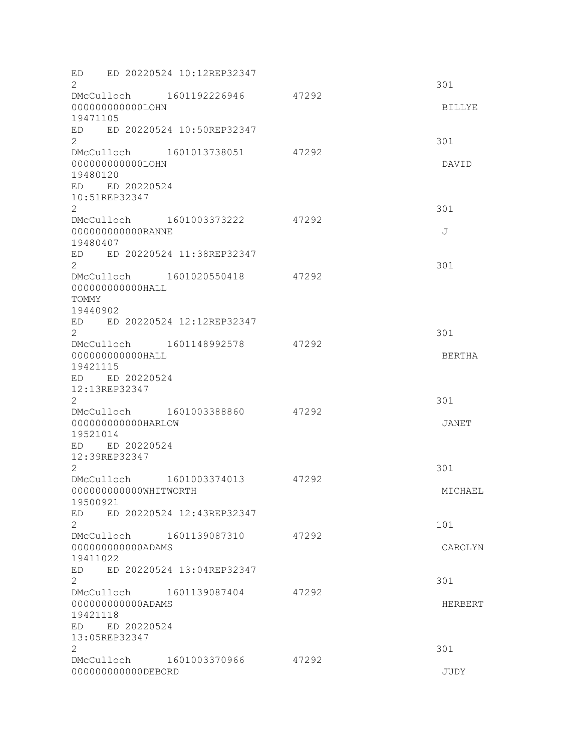```
ED    ED 20220524 10:12REP32347
2                                                              301
DMcCulloch      1601192226946       47292
000000000000LOHN                                               BILLYE
19471105
ED    ED 20220524 10:50REP32347
2                                                              301
DMcCulloch      1601013738051       47292
000000000000LOHN                                               DAVID
19480120
ED    ED 20220524
10:51REP32347
2                                                              301
DMcCulloch      1601003373222       47292
000000000000RANNE                                              J
19480407
ED    ED 20220524 11:38REP32347
2                                                              301
DMcCulloch      1601020550418       47292
000000000000HALL
TOMMY
19440902
ED    ED 20220524 12:12REP32347
2                                                              301
DMcCulloch      1601148992578       47292
000000000000HALL                                               BERTHA
19421115
ED    ED 20220524
12:13REP32347
2                                                              301
DMcCulloch      1601003388860       47292
000000000000HARLOW                                             JANET
19521014
ED    ED 20220524
12:39REP32347
2                                                              301
DMcCulloch      1601003374013       47292
000000000000WHITWORTH                                          MICHAEL
19500921
ED    ED 20220524 12:43REP32347
2                                                              101
DMcCulloch      1601139087310       47292
000000000000ADAMS                                              CAROLYN
19411022
ED    ED 20220524 13:04REP32347
2                                                              301
DMcCulloch      1601139087404       47292
000000000000ADAMS                                              HERBERT
19421118
ED    ED 20220524
13:05REP32347
2                                                              301
DMcCulloch      1601003370966       47292
000000000000DEBORD                                             JUDY
```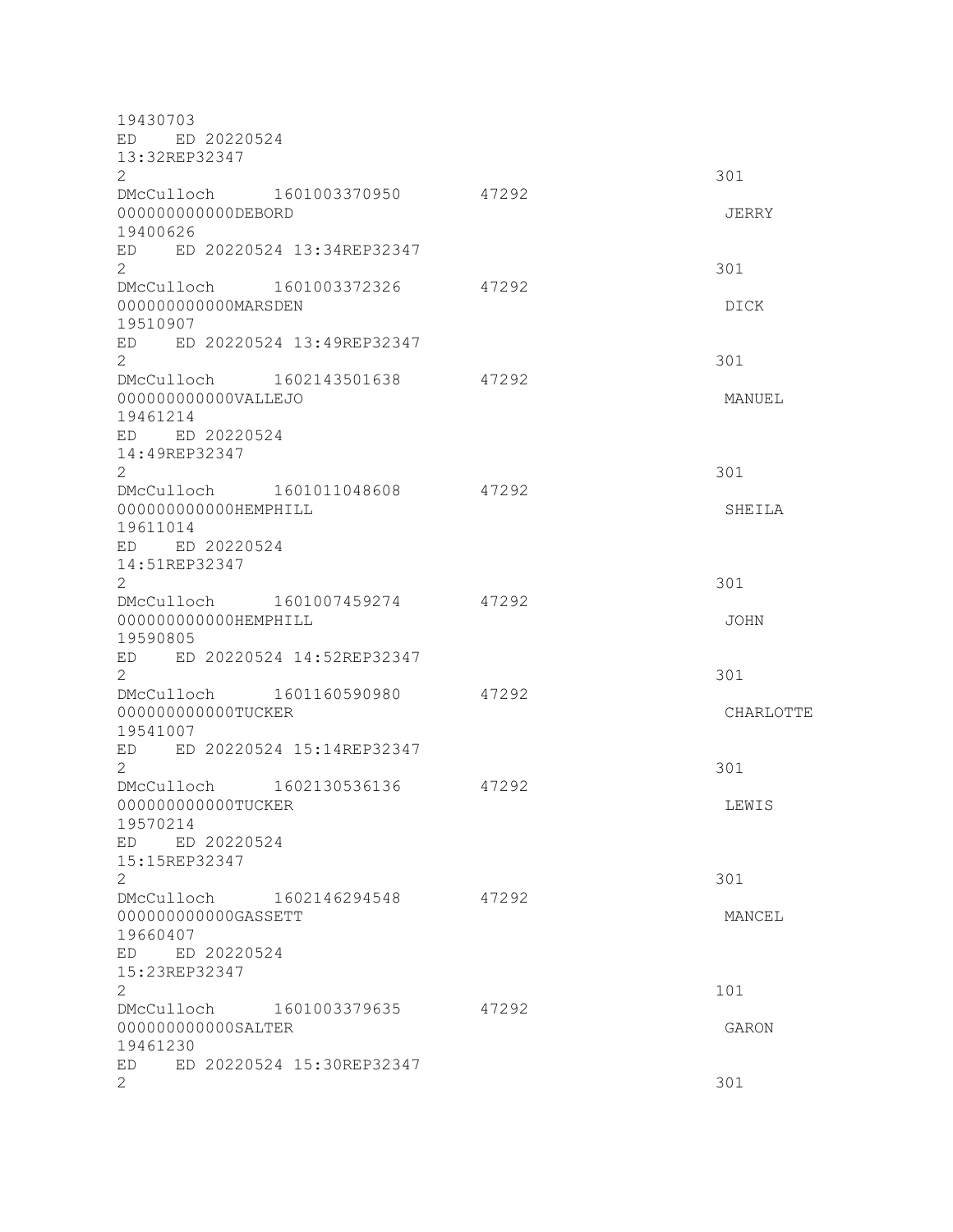```
19430703
ED    ED 20220524
13:32REP32347
2                                                               301
DMcCulloch      1601003370950       47292
000000000000DEBORD                                              JERRY
19400626
ED    ED 20220524 13:34REP32347
2                                                               301
DMcCulloch      1601003372326       47292
000000000000MARSDEN                                             DICK
19510907
ED    ED 20220524 13:49REP32347
2                                                               301
DMcCulloch      1602143501638       47292
000000000000VALLEJO                                             MANUEL
19461214
ED    ED 20220524
14:49REP32347
2                                                               301
DMcCulloch      1601011048608       47292
000000000000HEMPHILL                                            SHEILA
19611014
ED    ED 20220524
14:51REP32347
2                                                               301
DMcCulloch      1601007459274       47292
000000000000HEMPHILL                                            JOHN
19590805
ED    ED 20220524 14:52REP32347
2                                                               301
DMcCulloch      1601160590980       47292
000000000000TUCKER                                              CHARLOTTE
19541007
ED    ED 20220524 15:14REP32347
2                                                               301
DMcCulloch      1602130536136       47292
000000000000TUCKER                                              LEWIS
19570214
ED    ED 20220524
15:15REP32347
2                                                               301
DMcCulloch      1602146294548       47292
000000000000GASSETT                                             MANCEL
19660407
ED    ED 20220524
15:23REP32347
2                                                               101
DMcCulloch      1601003379635       47292
000000000000SALTER                                              GARON
19461230
ED    ED 20220524 15:30REP32347
2                                                               301
```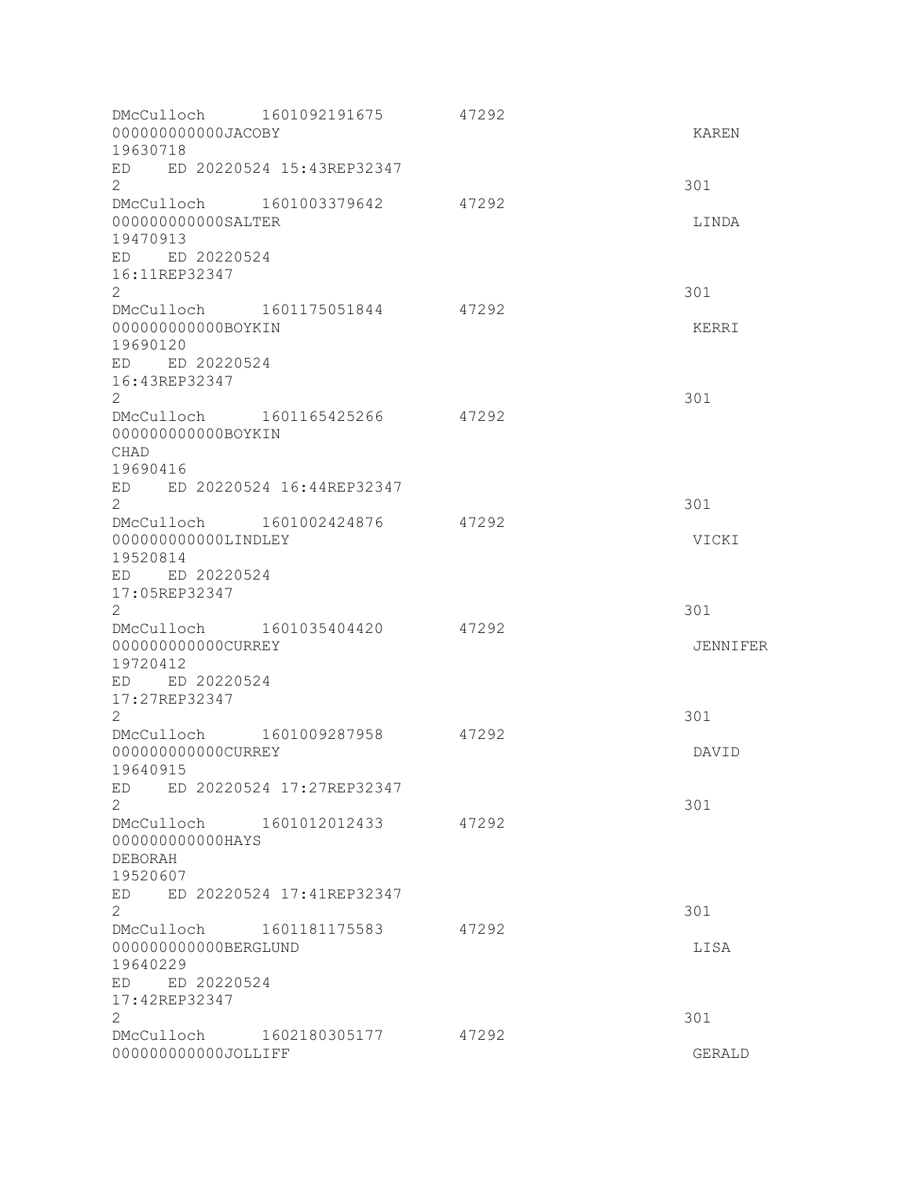```
DMcCulloch      1601092191675       47292
000000000000JACOBY                                                KAREN
19630718
ED    ED 20220524 15:43REP32347
2                                                                 301
DMcCulloch      1601003379642       47292
000000000000SALTER                                                LINDA
19470913
ED    ED 20220524
16:11REP32347
2                                                                 301
DMcCulloch      1601175051844       47292
000000000000BOYKIN                                                KERRI
19690120
ED    ED 20220524
16:43REP32347
2                                                                 301
DMcCulloch      1601165425266       47292
000000000000BOYKIN
CHAD
19690416
ED    ED 20220524 16:44REP32347
2                                                                 301
DMcCulloch      1601002424876       47292
000000000000LINDLEY                                               VICKI
19520814
ED    ED 20220524
17:05REP32347
2                                                                 301
DMcCulloch      1601035404420       47292
000000000000CURREY                                                JENNIFER
19720412
ED    ED 20220524
17:27REP32347
2                                                                 301
DMcCulloch      1601009287958       47292
000000000000CURREY                                                DAVID
19640915
ED    ED 20220524 17:27REP32347
2                                                                 301
DMcCulloch      1601012012433       47292
000000000000HAYS
DEBORAH
19520607
ED    ED 20220524 17:41REP32347
2                                                                 301
DMcCulloch      1601181175583       47292
000000000000BERGLUND                                              LISA
19640229
ED    ED 20220524
17:42REP32347
2                                                                 301
DMcCulloch      1602180305177       47292
000000000000JOLLIFF                                               GERALD
```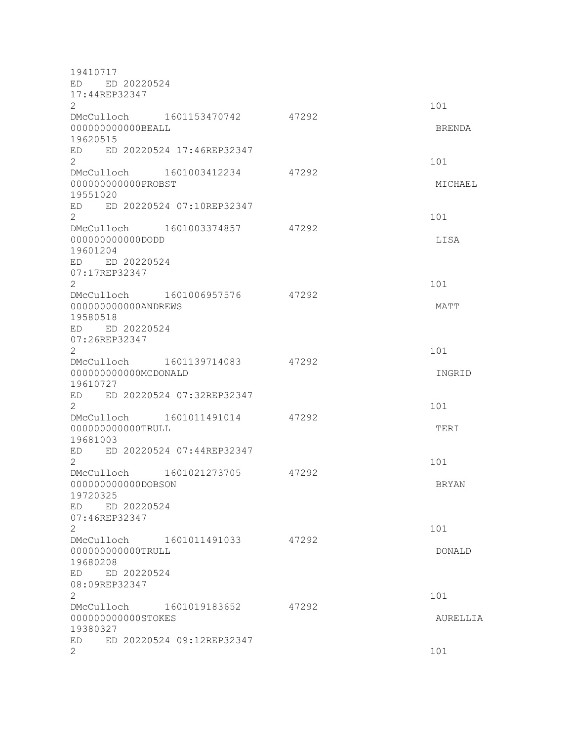```
19410717
ED    ED 20220524
17:44REP32347
2                                                                 101
DMcCulloch      1601153470742       47292
000000000000BEALL                                                  BRENDA
19620515
ED    ED 20220524 17:46REP32347
2                                                                 101
DMcCulloch      1601003412234       47292
000000000000PROBST                                                 MICHAEL
19551020
ED    ED 20220524 07:10REP32347
2                                                                 101
DMcCulloch      1601003374857       47292
000000000000DODD                                                   LISA
19601204
ED    ED 20220524
07:17REP32347
2                                                                 101
DMcCulloch      1601006957576       47292
000000000000ANDREWS                                                MATT
19580518
ED    ED 20220524
07:26REP32347
2                                                                 101
DMcCulloch      1601139714083       47292
000000000000MCDONALD                                               INGRID
19610727
ED    ED 20220524 07:32REP32347
2                                                                 101
DMcCulloch      1601011491014       47292
000000000000TRULL                                                  TERI
19681003
ED    ED 20220524 07:44REP32347
2                                                                 101
DMcCulloch      1601021273705       47292
000000000000DOBSON                                                 BRYAN
19720325
ED    ED 20220524
07:46REP32347
2                                                                 101
DMcCulloch      1601011491033       47292
000000000000TRULL                                                  DONALD
19680208
ED    ED 20220524
08:09REP32347
2                                                                 101
DMcCulloch      1601019183652       47292
000000000000STOKES                                                 AURELLIA
19380327
ED    ED 20220524 09:12REP32347
2                                                                 101
```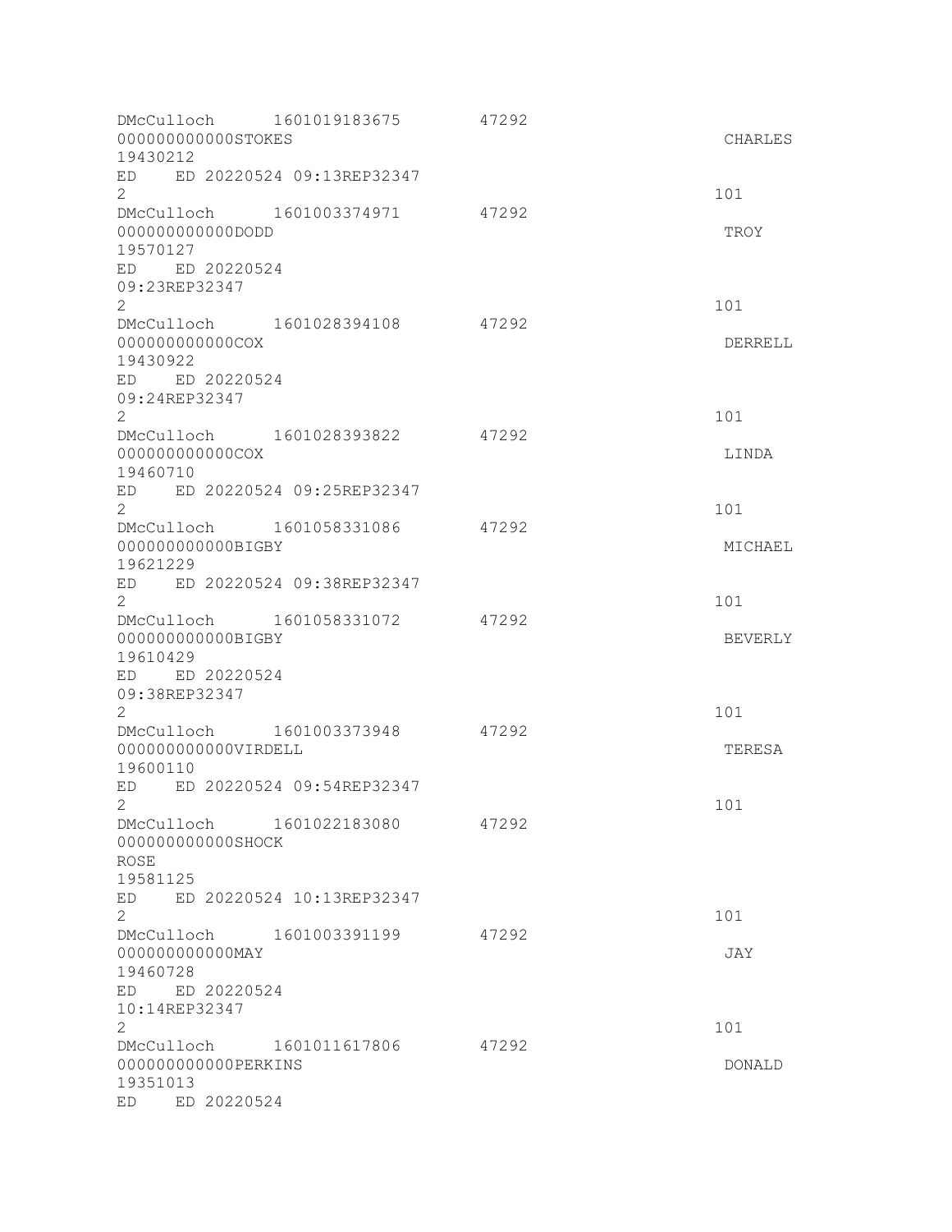```
DMcCulloch      1601019183675        47292
000000000000STOKES                                                      CHARLES
19430212
ED     ED 20220524 09:13REP32347
2                                                                       101
DMcCulloch      1601003374971        47292
000000000000DODD                                                        TROY
19570127
ED     ED 20220524
09:23REP32347
2                                                                       101
DMcCulloch      1601028394108        47292
000000000000COX                                                         DERRELL
19430922
ED     ED 20220524
09:24REP32347
2                                                                       101
DMcCulloch      1601028393822        47292
000000000000COX                                                         LINDA
19460710
ED     ED 20220524 09:25REP32347
2                                                                       101
DMcCulloch      1601058331086        47292
000000000000BIGBY                                                       MICHAEL
19621229
ED     ED 20220524 09:38REP32347
2                                                                       101
DMcCulloch      1601058331072        47292
000000000000BIGBY                                                       BEVERLY
19610429
ED     ED 20220524
09:38REP32347
2                                                                       101
DMcCulloch      1601003373948        47292
000000000000VIRDELL                                                     TERESA
19600110
ED     ED 20220524 09:54REP32347
2                                                                       101
DMcCulloch      1601022183080        47292
000000000000SHOCK
ROSE
19581125
ED     ED 20220524 10:13REP32347
2                                                                       101
DMcCulloch      1601003391199        47292
000000000000MAY                                                         JAY
19460728
ED     ED 20220524
10:14REP32347
2                                                                       101
DMcCulloch      1601011617806        47292
000000000000PERKINS                                                     DONALD
19351013
ED     ED 20220524
```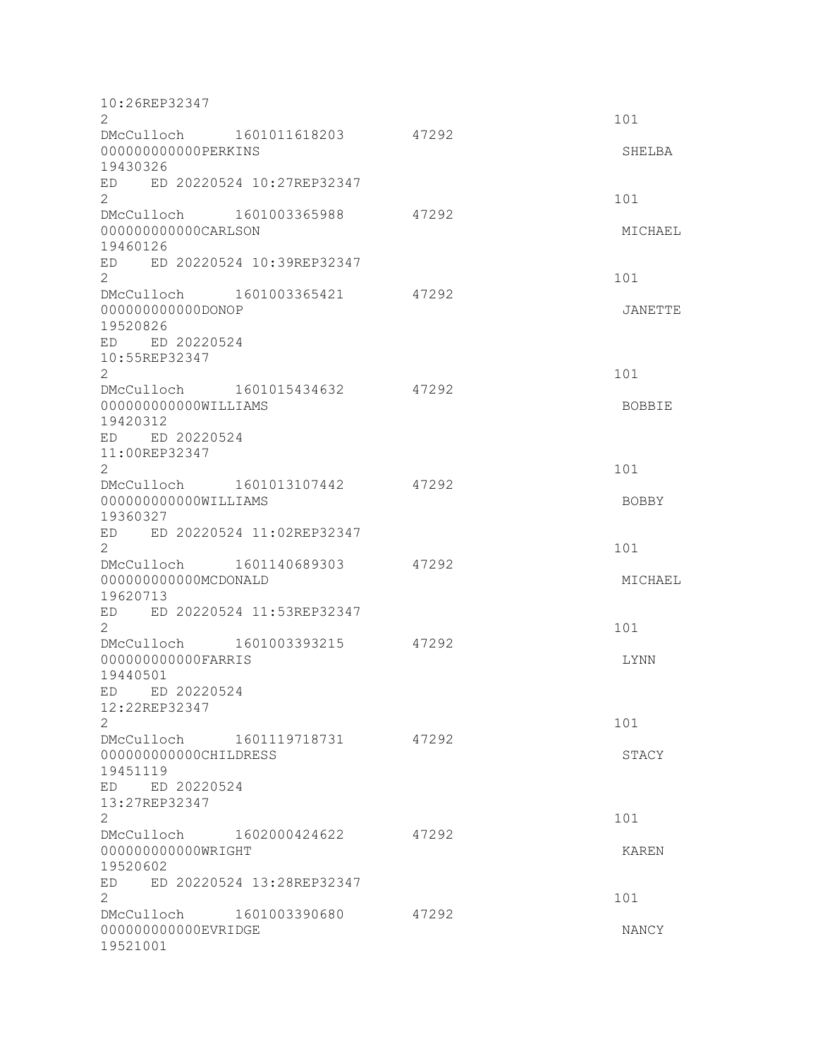```
10:26REP32347
2                                                                 101
DMcCulloch     1601011618203       47292
000000000000PERKINS                                               SHELBA
19430326
ED    ED 20220524 10:27REP32347
2                                                                 101
DMcCulloch     1601003365988       47292
000000000000CARLSON                                               MICHAEL
19460126
ED    ED 20220524 10:39REP32347
2                                                                 101
DMcCulloch     1601003365421       47292
000000000000DONOP                                                 JANETTE
19520826
ED    ED 20220524
10:55REP32347
2                                                                 101
DMcCulloch     1601015434632       47292
000000000000WILLIAMS                                              BOBBIE
19420312
ED    ED 20220524
11:00REP32347
2                                                                 101
DMcCulloch     1601013107442       47292
000000000000WILLIAMS                                              BOBBY
19360327
ED    ED 20220524 11:02REP32347
2                                                                 101
DMcCulloch     1601140689303       47292
000000000000MCDONALD                                              MICHAEL
19620713
ED    ED 20220524 11:53REP32347
2                                                                 101
DMcCulloch     1601003393215       47292
000000000000FARRIS                                                LYNN
19440501
ED    ED 20220524
12:22REP32347
2                                                                 101
DMcCulloch     1601119718731       47292
000000000000CHILDRESS                                             STACY
19451119
ED    ED 20220524
13:27REP32347
2                                                                 101
DMcCulloch     1602000424622       47292
000000000000WRIGHT                                                KAREN
19520602
ED    ED 20220524 13:28REP32347
2                                                                 101
DMcCulloch     1601003390680       47292
000000000000EVRIDGE                                               NANCY
19521001
```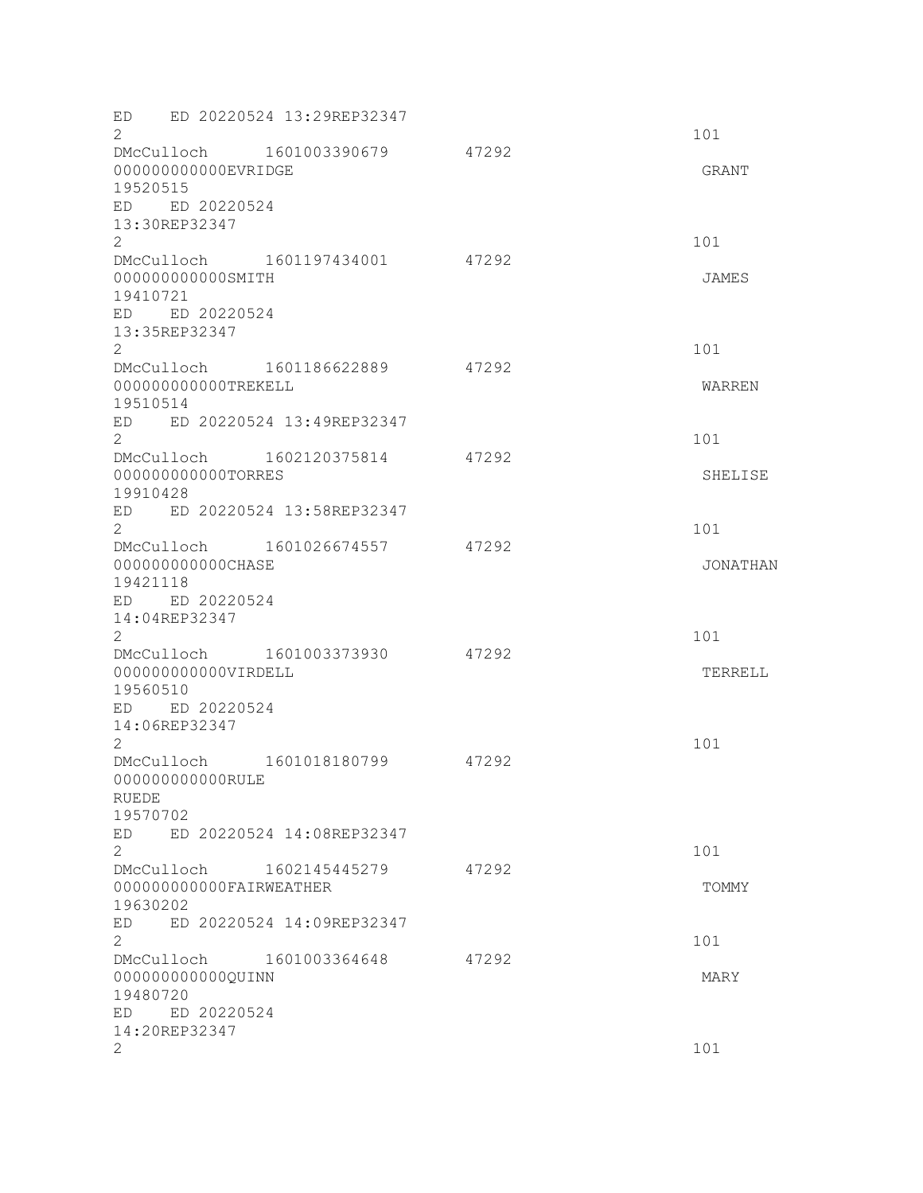```
ED    ED 20220524 13:29REP32347
2                                                             101
DMcCulloch      1601003390679       47292
000000000000EVRIDGE                                           GRANT
19520515
ED    ED 20220524
13:30REP32347
2                                                             101
DMcCulloch      1601197434001       47292
000000000000SMITH                                             JAMES
19410721
ED    ED 20220524
13:35REP32347
2                                                             101
DMcCulloch      1601186622889       47292
000000000000TREKELL                                           WARREN
19510514
ED    ED 20220524 13:49REP32347
2                                                             101
DMcCulloch      1602120375814       47292
000000000000TORRES                                            SHELISE
19910428
ED    ED 20220524 13:58REP32347
2                                                             101
DMcCulloch      1601026674557       47292
000000000000CHASE                                             JONATHAN
19421118
ED    ED 20220524
14:04REP32347
2                                                             101
DMcCulloch      1601003373930       47292
000000000000VIRDELL                                           TERRELL
19560510
ED    ED 20220524
14:06REP32347
2                                                             101
DMcCulloch      1601018180799       47292
000000000000RULE
RUEDE
19570702
ED    ED 20220524 14:08REP32347
2                                                             101
DMcCulloch      1602145445279       47292
000000000000FAIRWEATHER                                       TOMMY
19630202
ED    ED 20220524 14:09REP32347
2                                                             101
DMcCulloch      1601003364648       47292
000000000000QUINN                                             MARY
19480720
ED    ED 20220524
14:20REP32347
2                                                             101
```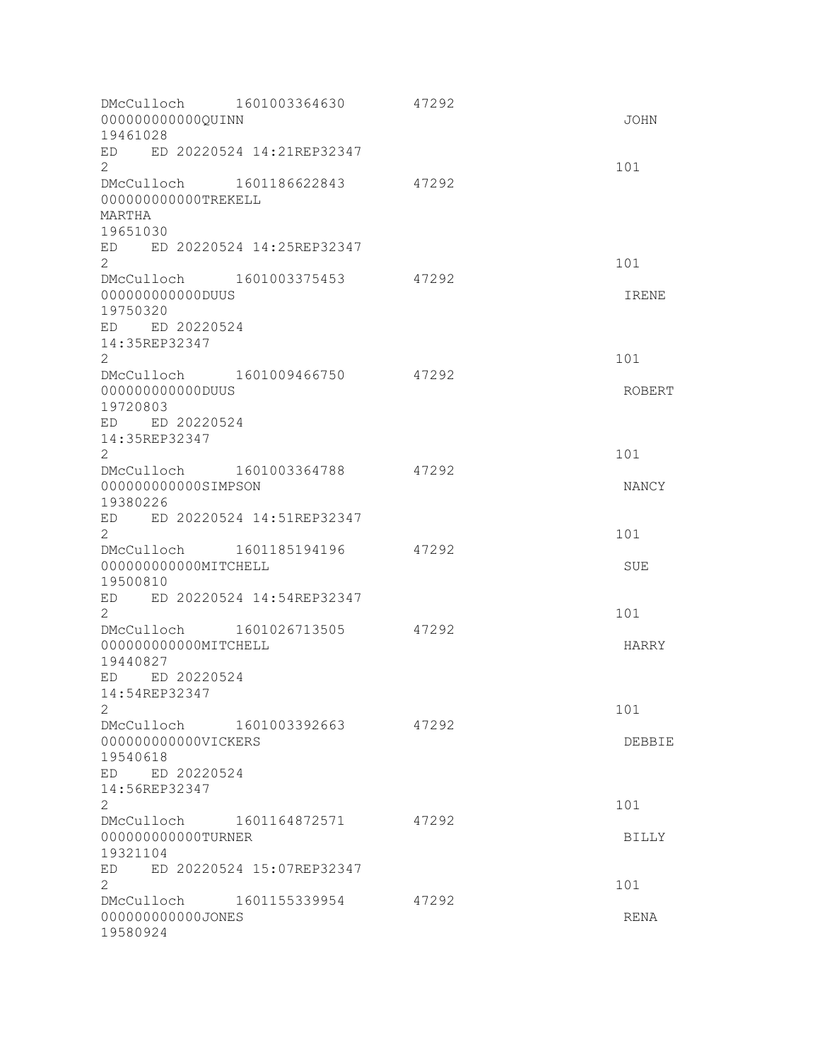```
DMcCulloch      1601003364630         47292
000000000000QUINN                                                       JOHN
19461028
ED    ED 20220524 14:21REP32347
2                                                                       101
DMcCulloch      1601186622843         47292
000000000000TREKELL
MARTHA
19651030
ED    ED 20220524 14:25REP32347
2                                                                       101
DMcCulloch      1601003375453         47292
000000000000DUUS                                                        IRENE
19750320
ED    ED 20220524
14:35REP32347
2                                                                       101
DMcCulloch      1601009466750         47292
000000000000DUUS                                                        ROBERT
19720803
ED    ED 20220524
14:35REP32347
2                                                                       101
DMcCulloch      1601003364788         47292
000000000000SIMPSON                                                     NANCY
19380226
ED    ED 20220524 14:51REP32347
2                                                                       101
DMcCulloch      1601185194196         47292
000000000000MITCHELL                                                    SUE
19500810
ED    ED 20220524 14:54REP32347
2                                                                       101
DMcCulloch      1601026713505         47292
000000000000MITCHELL                                                    HARRY
19440827
ED    ED 20220524
14:54REP32347
2                                                                       101
DMcCulloch      1601003392663         47292
000000000000VICKERS                                                     DEBBIE
19540618
ED    ED 20220524
14:56REP32347
2                                                                       101
DMcCulloch      1601164872571         47292
000000000000TURNER                                                      BILLY
19321104
ED    ED 20220524 15:07REP32347
2                                                                       101
DMcCulloch      1601155339954         47292
000000000000JONES                                                       RENA
19580924
```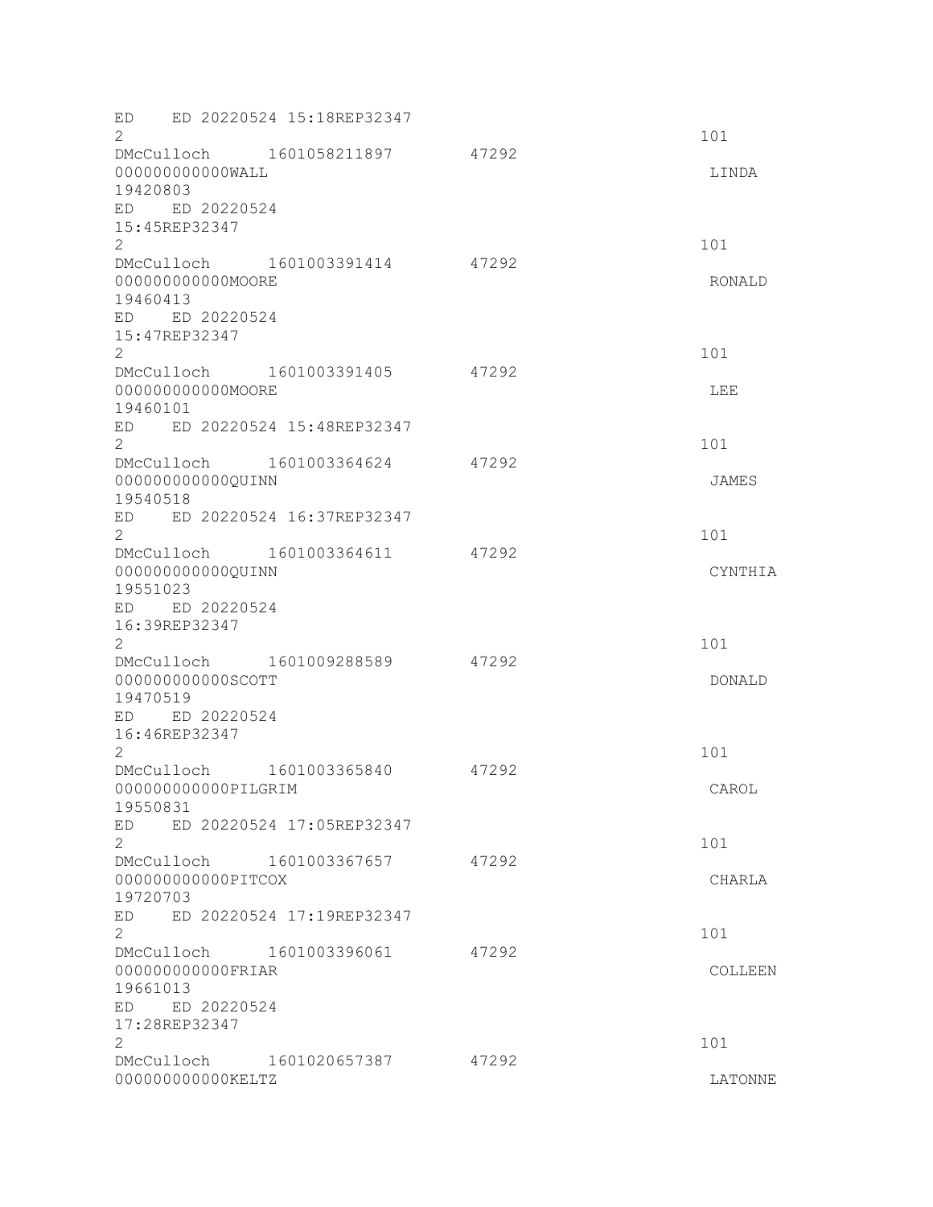```
ED    ED 20220524 15:18REP32347
2                                                                    101
DMcCulloch      1601058211897       47292
000000000000WALL                                                      LINDA
19420803
ED    ED 20220524
15:45REP32347
2                                                                    101
DMcCulloch      1601003391414       47292
000000000000MOORE                                                     RONALD
19460413
ED    ED 20220524
15:47REP32347
2                                                                    101
DMcCulloch      1601003391405       47292
000000000000MOORE                                                     LEE
19460101
ED    ED 20220524 15:48REP32347
2                                                                    101
DMcCulloch      1601003364624       47292
000000000000QUINN                                                     JAMES
19540518
ED    ED 20220524 16:37REP32347
2                                                                    101
DMcCulloch      1601003364611       47292
000000000000QUINN                                                     CYNTHIA
19551023
ED    ED 20220524
16:39REP32347
2                                                                    101
DMcCulloch      1601009288589       47292
000000000000SCOTT                                                     DONALD
19470519
ED    ED 20220524
16:46REP32347
2                                                                    101
DMcCulloch      1601003365840       47292
000000000000PILGRIM                                                   CAROL
19550831
ED    ED 20220524 17:05REP32347
2                                                                    101
DMcCulloch      1601003367657       47292
000000000000PITCOX                                                    CHARLA
19720703
ED    ED 20220524 17:19REP32347
2                                                                    101
DMcCulloch      1601003396061       47292
000000000000FRIAR                                                     COLLEEN
19661013
ED    ED 20220524
17:28REP32347
2                                                                    101
DMcCulloch      1601020657387       47292
000000000000KELTZ                                                     LATONNE
```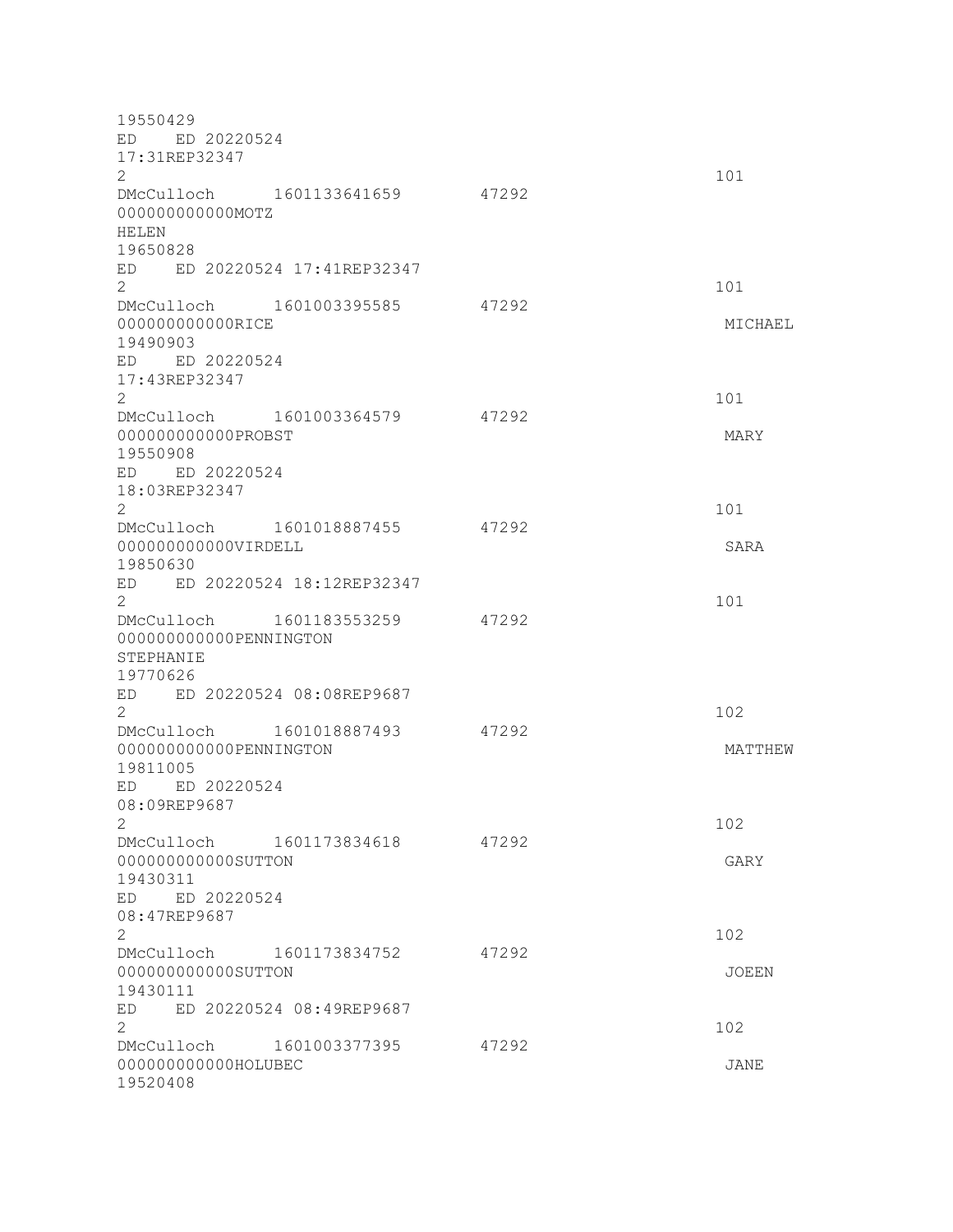```
19550429
ED    ED 20220524
17:31REP32347
2                                                                   101
DMcCulloch      1601133641659       47292
000000000000MOTZ
HELEN
19650828
ED    ED 20220524 17:41REP32347
2                                                                   101
DMcCulloch      1601003395585       47292
000000000000RICE                                                    MICHAEL
19490903
ED    ED 20220524
17:43REP32347
2                                                                   101
DMcCulloch      1601003364579       47292
000000000000PROBST                                                  MARY
19550908
ED    ED 20220524
18:03REP32347
2                                                                   101
DMcCulloch      1601018887455       47292
000000000000VIRDELL                                                 SARA
19850630
ED    ED 20220524 18:12REP32347
2                                                                   101
DMcCulloch      1601183553259       47292
000000000000PENNINGTON
STEPHANIE
19770626
ED    ED 20220524 08:08REP9687
2                                                                   102
DMcCulloch      1601018887493       47292
000000000000PENNINGTON                                              MATTHEW
19811005
ED    ED 20220524
08:09REP9687
2                                                                   102
DMcCulloch      1601173834618       47292
000000000000SUTTON                                                  GARY
19430311
ED    ED 20220524
08:47REP9687
2                                                                   102
DMcCulloch      1601173834752       47292
000000000000SUTTON                                                  JOEEN
19430111
ED    ED 20220524 08:49REP9687
2                                                                   102
DMcCulloch      1601003377395       47292
000000000000HOLUBEC                                                 JANE
19520408
```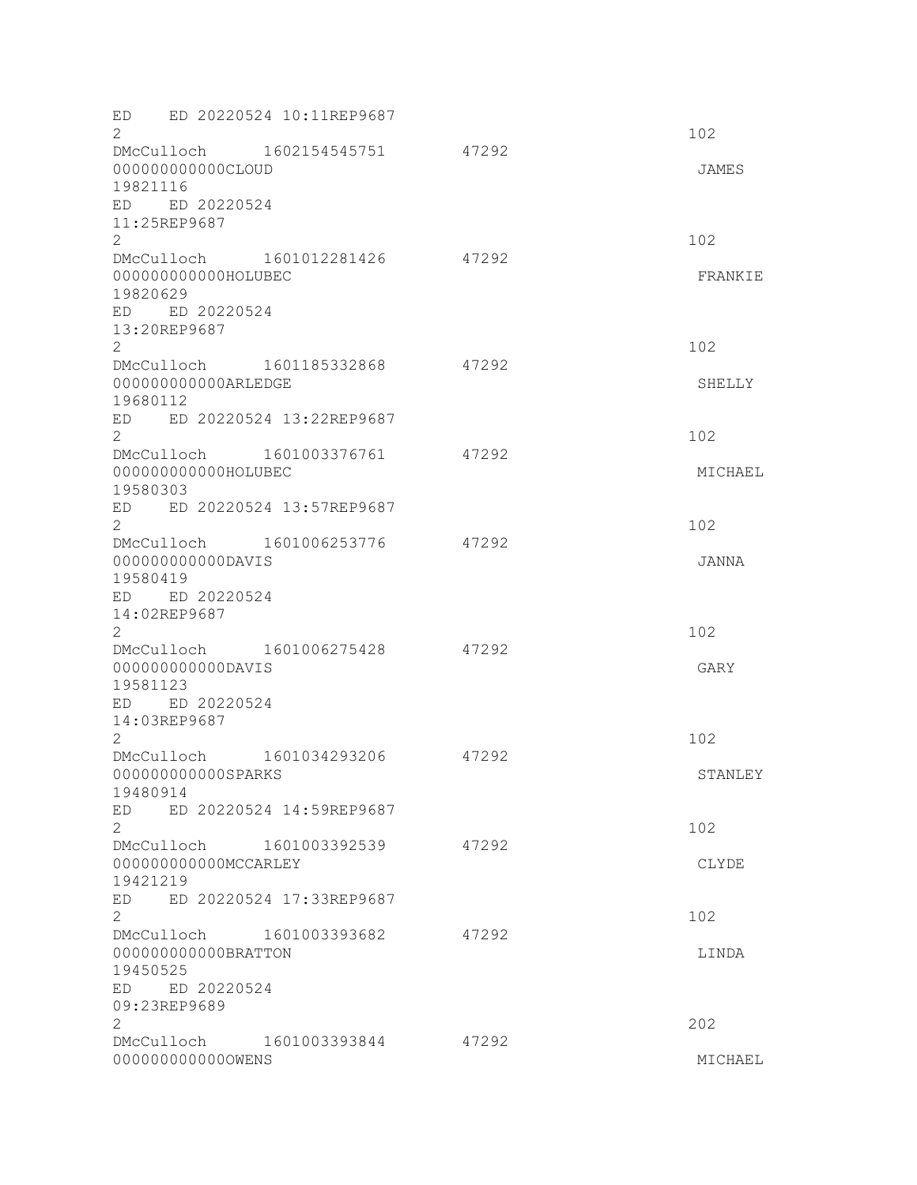```
ED    ED 20220524 10:11REP9687
2                                                                     102
DMcCulloch      1602154545751        47292
000000000000CLOUD                                                     JAMES
19821116
ED    ED 20220524
11:25REP9687
2                                                                     102
DMcCulloch      1601012281426        47292
000000000000HOLUBEC                                                   FRANKIE
19820629
ED    ED 20220524
13:20REP9687
2                                                                     102
DMcCulloch      1601185332868        47292
000000000000ARLEDGE                                                   SHELLY
19680112
ED    ED 20220524 13:22REP9687
2                                                                     102
DMcCulloch      1601003376761        47292
000000000000HOLUBEC                                                   MICHAEL
19580303
ED    ED 20220524 13:57REP9687
2                                                                     102
DMcCulloch      1601006253776        47292
000000000000DAVIS                                                     JANNA
19580419
ED    ED 20220524
14:02REP9687
2                                                                     102
DMcCulloch      1601006275428        47292
000000000000DAVIS                                                     GARY
19581123
ED    ED 20220524
14:03REP9687
2                                                                     102
DMcCulloch      1601034293206        47292
000000000000SPARKS                                                    STANLEY
19480914
ED    ED 20220524 14:59REP9687
2                                                                     102
DMcCulloch      1601003392539        47292
000000000000MCCARLEY                                                  CLYDE
19421219
ED    ED 20220524 17:33REP9687
2                                                                     102
DMcCulloch      1601003393682        47292
000000000000BRATTON                                                   LINDA
19450525
ED    ED 20220524
09:23REP9689
2                                                                     202
DMcCulloch      1601003393844        47292
000000000000OWENS                                                     MICHAEL
```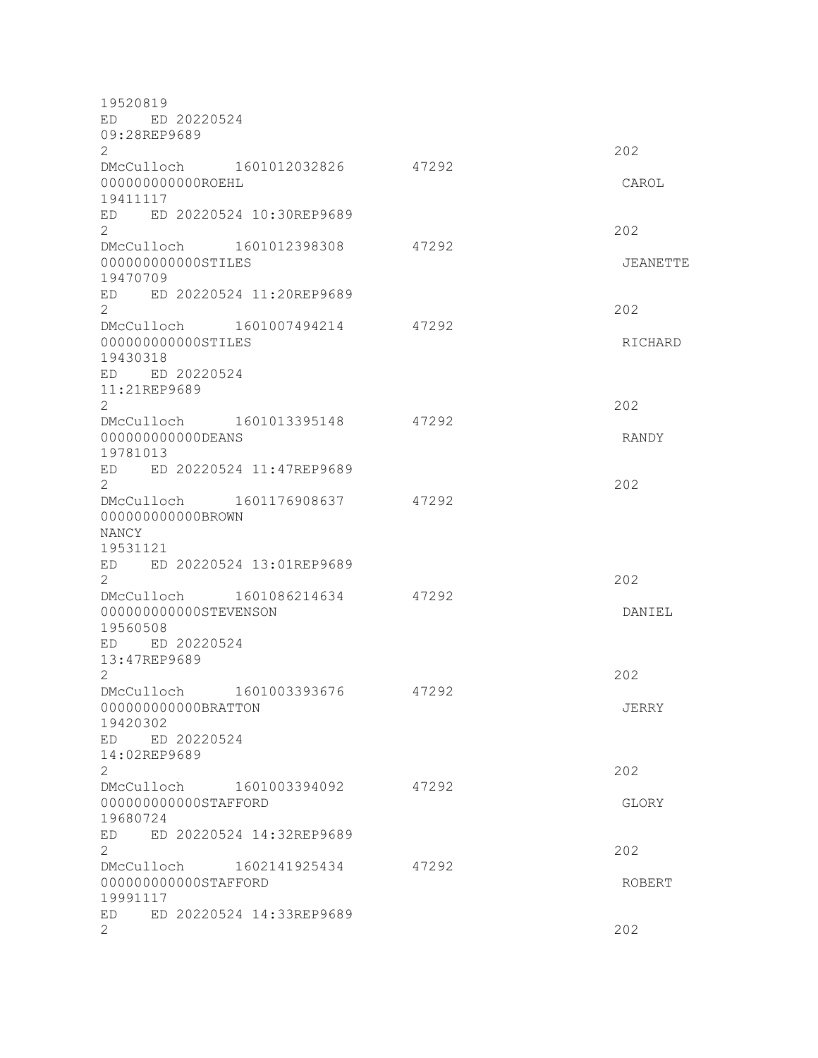```
19520819
ED    ED 20220524
09:28REP9689
2                                                                  202
DMcCulloch      1601012032826       47292
000000000000ROEHL                                                  CAROL
19411117
ED    ED 20220524 10:30REP9689
2                                                                  202
DMcCulloch      1601012398308       47292
000000000000STILES                                                 JEANETTE
19470709
ED    ED 20220524 11:20REP9689
2                                                                  202
DMcCulloch      1601007494214       47292
000000000000STILES                                                 RICHARD
19430318
ED    ED 20220524
11:21REP9689
2                                                                  202
DMcCulloch      1601013395148       47292
000000000000DEANS                                                  RANDY
19781013
ED    ED 20220524 11:47REP9689
2                                                                  202
DMcCulloch      1601176908637       47292
000000000000BROWN
NANCY
19531121
ED    ED 20220524 13:01REP9689
2                                                                  202
DMcCulloch      1601086214634       47292
000000000000STEVENSON                                              DANIEL
19560508
ED    ED 20220524
13:47REP9689
2                                                                  202
DMcCulloch      1601003393676       47292
000000000000BRATTON                                                JERRY
19420302
ED    ED 20220524
14:02REP9689
2                                                                  202
DMcCulloch      1601003394092       47292
000000000000STAFFORD                                               GLORY
19680724
ED    ED 20220524 14:32REP9689
2                                                                  202
DMcCulloch      1602141925434       47292
000000000000STAFFORD                                               ROBERT
19991117
ED    ED 20220524 14:33REP9689
2                                                                  202
```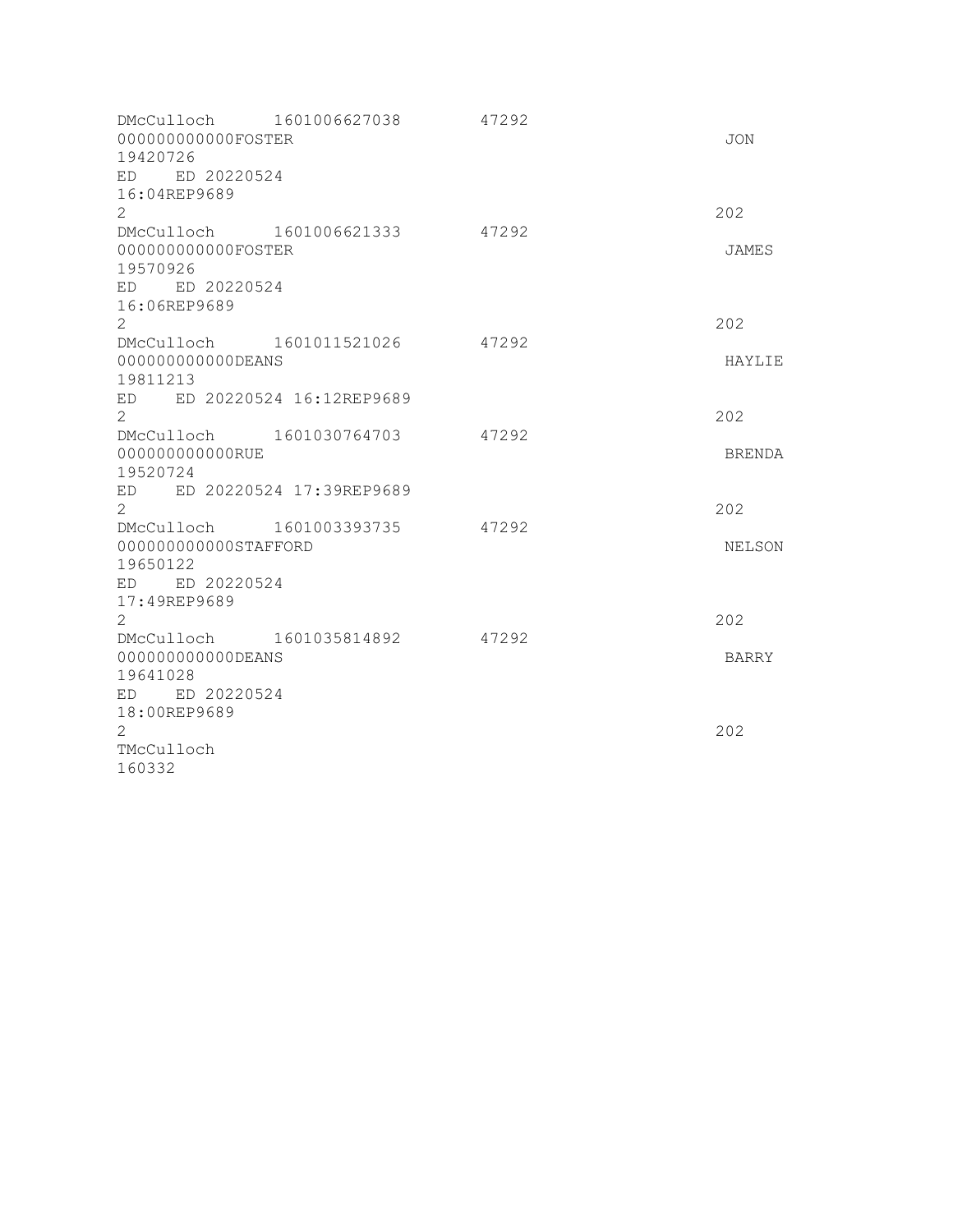```
DMcCulloch      1601006627038        47292
000000000000FOSTER                                                    JON
19420726
ED    ED 20220524
16:04REP9689
2                                                                     202
DMcCulloch      1601006621333        47292
000000000000FOSTER                                                    JAMES
19570926
ED    ED 20220524
16:06REP9689
2                                                                     202
DMcCulloch      1601011521026        47292
000000000000DEANS                                                     HAYLIE
19811213
ED    ED 20220524 16:12REP9689
2                                                                     202
DMcCulloch      1601030764703        47292
000000000000RUE                                                       BRENDA
19520724
ED    ED 20220524 17:39REP9689
2                                                                     202
DMcCulloch      1601003393735        47292
000000000000STAFFORD                                                  NELSON
19650122
ED    ED 20220524
17:49REP9689
2                                                                     202
DMcCulloch      1601035814892        47292
000000000000DEANS                                                     BARRY
19641028
ED    ED 20220524
18:00REP9689
2                                                                     202
TMcCulloch
160332
```